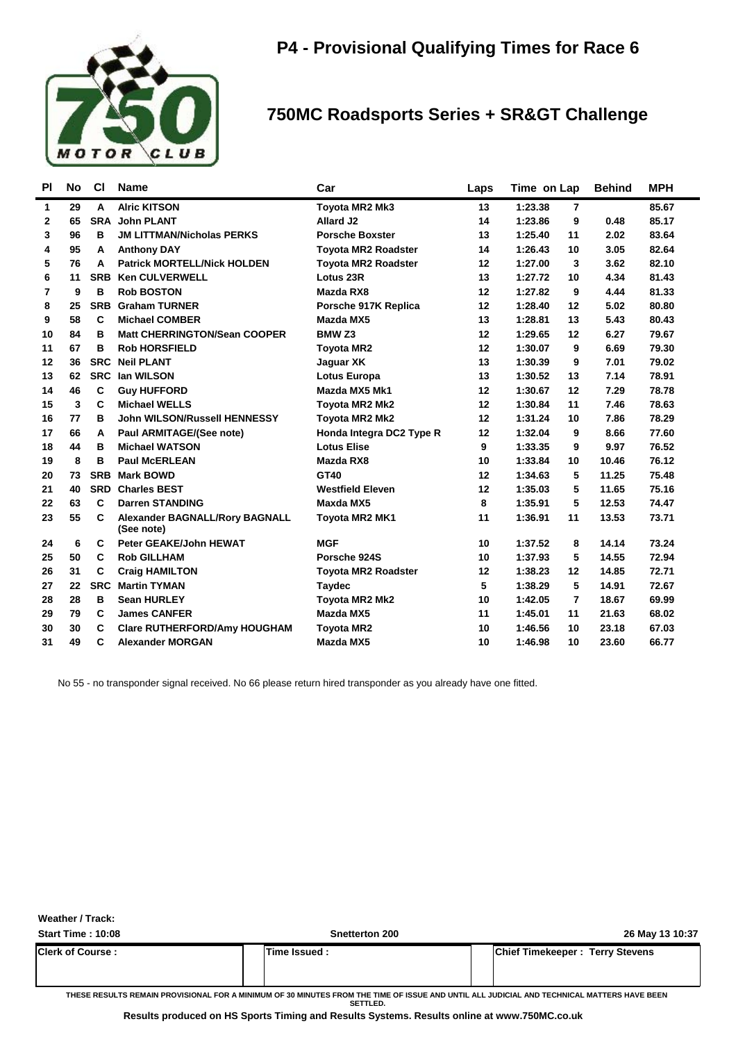# P4 - Provisional Qualifying Times for Race 6

## 750MC Roadsports Series + SR&GT Challenge

| Pl | No | Cl | Name | Car | Laps | Time | on Lap | Behind | MPH |
|---|---|---|---|---|---|---|---|---|---|
| 1 | 29 | A | Alric KITSON | Toyota MR2 Mk3 | 13 | 1:23.38 | 7 | | 85.67 |
| 2 | 65 | SRA | John PLANT | Allard J2 | 14 | 1:23.86 | 9 | 0.48 | 85.17 |
| 3 | 96 | B | JM LITTMAN/Nicholas PERKS | Porsche Boxster | 13 | 1:25.40 | 11 | 2.02 | 83.64 |
| 4 | 95 | A | Anthony DAY | Toyota MR2 Roadster | 14 | 1:26.43 | 10 | 3.05 | 82.64 |
| 5 | 76 | A | Patrick MORTELL/Nick HOLDEN | Toyota MR2 Roadster | 12 | 1:27.00 | 3 | 3.62 | 82.10 |
| 6 | 11 | SRB | Ken CULVERWELL | Lotus 23R | 13 | 1:27.72 | 10 | 4.34 | 81.43 |
| 7 | 9 | B | Rob BOSTON | Mazda RX8 | 12 | 1:27.82 | 9 | 4.44 | 81.33 |
| 8 | 25 | SRB | Graham TURNER | Porsche 917K Replica | 12 | 1:28.40 | 12 | 5.02 | 80.80 |
| 9 | 58 | C | Michael COMBER | Mazda MX5 | 13 | 1:28.81 | 13 | 5.43 | 80.43 |
| 10 | 84 | B | Matt CHERRINGTON/Sean COOPER | BMW Z3 | 12 | 1:29.65 | 12 | 6.27 | 79.67 |
| 11 | 67 | B | Rob HORSFIELD | Toyota MR2 | 12 | 1:30.07 | 9 | 6.69 | 79.30 |
| 12 | 36 | SRC | Neil PLANT | Jaguar XK | 13 | 1:30.39 | 9 | 7.01 | 79.02 |
| 13 | 62 | SRC | Ian WILSON | Lotus Europa | 13 | 1:30.52 | 13 | 7.14 | 78.91 |
| 14 | 46 | C | Guy HUFFORD | Mazda MX5 Mk1 | 12 | 1:30.67 | 12 | 7.29 | 78.78 |
| 15 | 3 | C | Michael WELLS | Toyota MR2 Mk2 | 12 | 1:30.84 | 11 | 7.46 | 78.63 |
| 16 | 77 | B | John WILSON/Russell HENNESSY | Toyota MR2 Mk2 | 12 | 1:31.24 | 10 | 7.86 | 78.29 |
| 17 | 66 | A | Paul ARMITAGE/(See note) | Honda Integra DC2 Type R | 12 | 1:32.04 | 9 | 8.66 | 77.60 |
| 18 | 44 | B | Michael WATSON | Lotus Elise | 9 | 1:33.35 | 9 | 9.97 | 76.52 |
| 19 | 8 | B | Paul McERLEAN | Mazda RX8 | 10 | 1:33.84 | 10 | 10.46 | 76.12 |
| 20 | 73 | SRB | Mark BOWD | GT40 | 12 | 1:34.63 | 5 | 11.25 | 75.48 |
| 21 | 40 | SRD | Charles BEST | Westfield Eleven | 12 | 1:35.03 | 5 | 11.65 | 75.16 |
| 22 | 63 | C | Darren STANDING | Maxda MX5 | 8 | 1:35.91 | 5 | 12.53 | 74.47 |
| 23 | 55 | C | Alexander BAGNALL/Rory BAGNALL (See note) | Toyota MR2 MK1 | 11 | 1:36.91 | 11 | 13.53 | 73.71 |
| 24 | 6 | C | Peter GEAKE/John HEWAT | MGF | 10 | 1:37.52 | 8 | 14.14 | 73.24 |
| 25 | 50 | C | Rob GILLHAM | Porsche 924S | 10 | 1:37.93 | 5 | 14.55 | 72.94 |
| 26 | 31 | C | Craig HAMILTON | Toyota MR2 Roadster | 12 | 1:38.23 | 12 | 14.85 | 72.71 |
| 27 | 22 | SRC | Martin TYMAN | Taydec | 5 | 1:38.29 | 5 | 14.91 | 72.67 |
| 28 | 28 | B | Sean HURLEY | Toyota MR2 Mk2 | 10 | 1:42.05 | 7 | 18.67 | 69.99 |
| 29 | 79 | C | James CANFER | Mazda MX5 | 11 | 1:45.01 | 11 | 21.63 | 68.02 |
| 30 | 30 | C | Clare RUTHERFORD/Amy HOUGHAM | Toyota MR2 | 10 | 1:46.56 | 10 | 23.18 | 67.03 |
| 31 | 49 | C | Alexander MORGAN | Mazda MX5 | 10 | 1:46.98 | 10 | 23.60 | 66.77 |

No 55 - no transponder signal received. No 66 please return hired transponder as you already have one fitted.

**Weather / Track:**

**Start Time : 10:08** | **Snetterton 200** | **26 May 13 10:37**

| Clerk of Course : | Time Issued : | Chief Timekeeper : Terry Stevens |
|---|---|---|

THESE RESULTS REMAIN PROVISIONAL FOR A MINIMUM OF 30 MINUTES FROM THE TIME OF ISSUE AND UNTIL ALL JUDICIAL AND TECHNICAL MATTERS HAVE BEEN SETTLED.

**Results produced on HS Sports Timing and Results Systems. Results online at www.750MC.co.uk**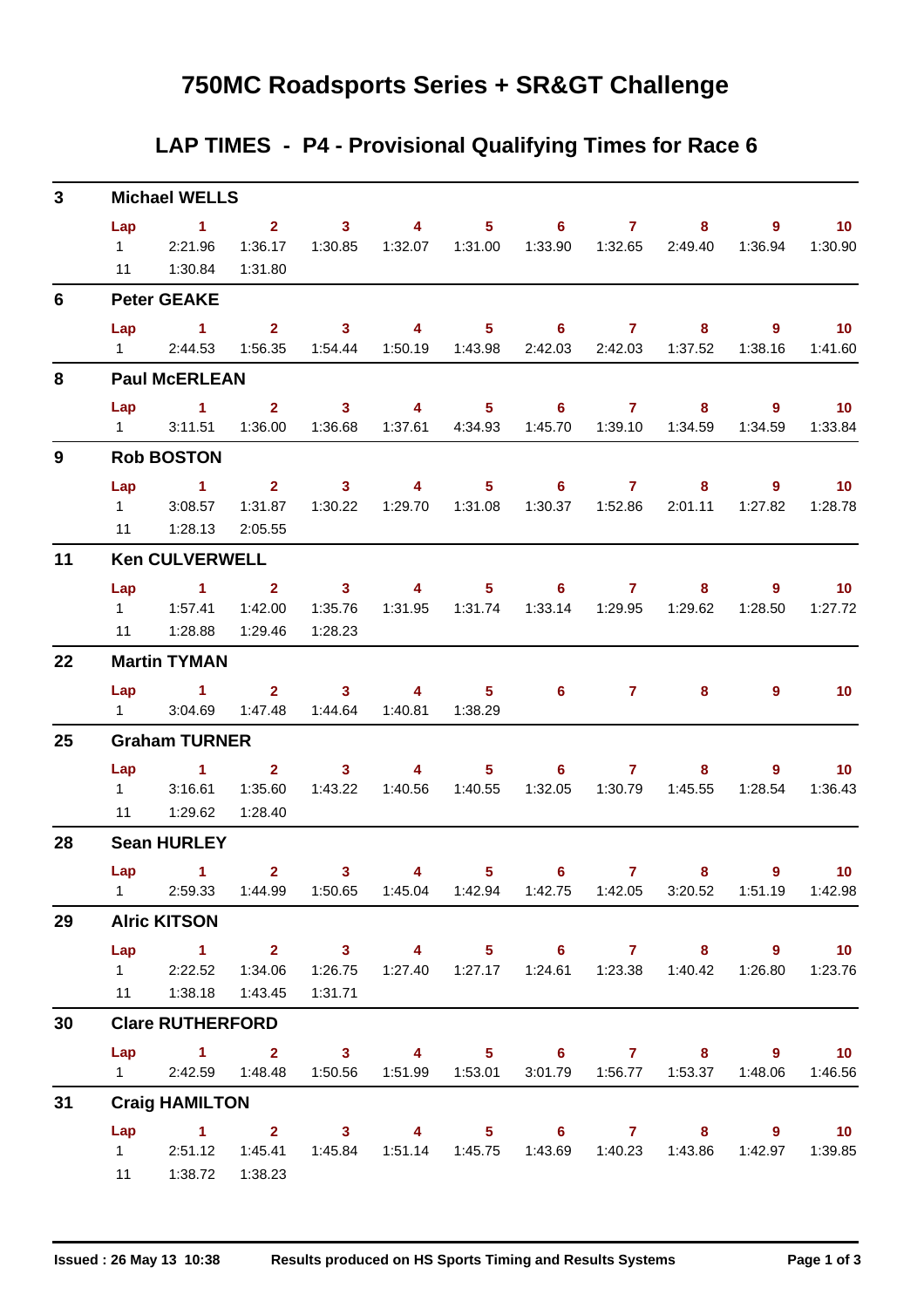# 750MC Roadsports Series + SR&GT Challenge

## LAP TIMES - P4 - Provisional Qualifying Times for Race 6

### 3 Michael WELLS

| Lap | 1 | 2 | 3 | 4 | 5 | 6 | 7 | 8 | 9 | 10 |
|---|---|---|---|---|---|---|---|---|---|---|
| 1 | 2:21.96 | 1:36.17 | 1:30.85 | 1:32.07 | 1:31.00 | 1:33.90 | 1:32.65 | 2:49.40 | 1:36.94 | 1:30.90 |
| 11 | 1:30.84 | 1:31.80 | | | | | | | | |

### 6 Peter GEAKE

| Lap | 1 | 2 | 3 | 4 | 5 | 6 | 7 | 8 | 9 | 10 |
|---|---|---|---|---|---|---|---|---|---|---|
| 1 | 2:44.53 | 1:56.35 | 1:54.44 | 1:50.19 | 1:43.98 | 2:42.03 | 2:42.03 | 1:37.52 | 1:38.16 | 1:41.60 |

### 8 Paul McERLEAN

| Lap | 1 | 2 | 3 | 4 | 5 | 6 | 7 | 8 | 9 | 10 |
|---|---|---|---|---|---|---|---|---|---|---|
| 1 | 3:11.51 | 1:36.00 | 1:36.68 | 1:37.61 | 4:34.93 | 1:45.70 | 1:39.10 | 1:34.59 | 1:34.59 | 1:33.84 |

### 9 Rob BOSTON

| Lap | 1 | 2 | 3 | 4 | 5 | 6 | 7 | 8 | 9 | 10 |
|---|---|---|---|---|---|---|---|---|---|---|
| 1 | 3:08.57 | 1:31.87 | 1:30.22 | 1:29.70 | 1:31.08 | 1:30.37 | 1:52.86 | 2:01.11 | 1:27.82 | 1:28.78 |
| 11 | 1:28.13 | 2:05.55 | | | | | | | | |

### 11 Ken CULVERWELL

| Lap | 1 | 2 | 3 | 4 | 5 | 6 | 7 | 8 | 9 | 10 |
|---|---|---|---|---|---|---|---|---|---|---|
| 1 | 1:57.41 | 1:42.00 | 1:35.76 | 1:31.95 | 1:31.74 | 1:33.14 | 1:29.95 | 1:29.62 | 1:28.50 | 1:27.72 |
| 11 | 1:28.88 | 1:29.46 | 1:28.23 | | | | | | | |

### 22 Martin TYMAN

| Lap | 1 | 2 | 3 | 4 | 5 | 6 | 7 | 8 | 9 | 10 |
|---|---|---|---|---|---|---|---|---|---|---|
| 1 | 3:04.69 | 1:47.48 | 1:44.64 | 1:40.81 | 1:38.29 | | | | | |

### 25 Graham TURNER

| Lap | 1 | 2 | 3 | 4 | 5 | 6 | 7 | 8 | 9 | 10 |
|---|---|---|---|---|---|---|---|---|---|---|
| 1 | 3:16.61 | 1:35.60 | 1:43.22 | 1:40.56 | 1:40.55 | 1:32.05 | 1:30.79 | 1:45.55 | 1:28.54 | 1:36.43 |
| 11 | 1:29.62 | 1:28.40 | | | | | | | | |

### 28 Sean HURLEY

| Lap | 1 | 2 | 3 | 4 | 5 | 6 | 7 | 8 | 9 | 10 |
|---|---|---|---|---|---|---|---|---|---|---|
| 1 | 2:59.33 | 1:44.99 | 1:50.65 | 1:45.04 | 1:42.94 | 1:42.75 | 1:42.05 | 3:20.52 | 1:51.19 | 1:42.98 |

### 29 Alric KITSON

| Lap | 1 | 2 | 3 | 4 | 5 | 6 | 7 | 8 | 9 | 10 |
|---|---|---|---|---|---|---|---|---|---|---|
| 1 | 2:22.52 | 1:34.06 | 1:26.75 | 1:27.40 | 1:27.17 | 1:24.61 | 1:23.38 | 1:40.42 | 1:26.80 | 1:23.76 |
| 11 | 1:38.18 | 1:43.45 | 1:31.71 | | | | | | | |

### 30 Clare RUTHERFORD

| Lap | 1 | 2 | 3 | 4 | 5 | 6 | 7 | 8 | 9 | 10 |
|---|---|---|---|---|---|---|---|---|---|---|
| 1 | 2:42.59 | 1:48.48 | 1:50.56 | 1:51.99 | 1:53.01 | 3:01.79 | 1:56.77 | 1:53.37 | 1:48.06 | 1:46.56 |

### 31 Craig HAMILTON

| Lap | 1 | 2 | 3 | 4 | 5 | 6 | 7 | 8 | 9 | 10 |
|---|---|---|---|---|---|---|---|---|---|---|
| 1 | 2:51.12 | 1:45.41 | 1:45.84 | 1:51.14 | 1:45.75 | 1:43.69 | 1:40.23 | 1:43.86 | 1:42.97 | 1:39.85 |
| 11 | 1:38.72 | 1:38.23 | | | | | | | | |

Issued : 26 May 13 10:38 Results produced on HS Sports Timing and Results Systems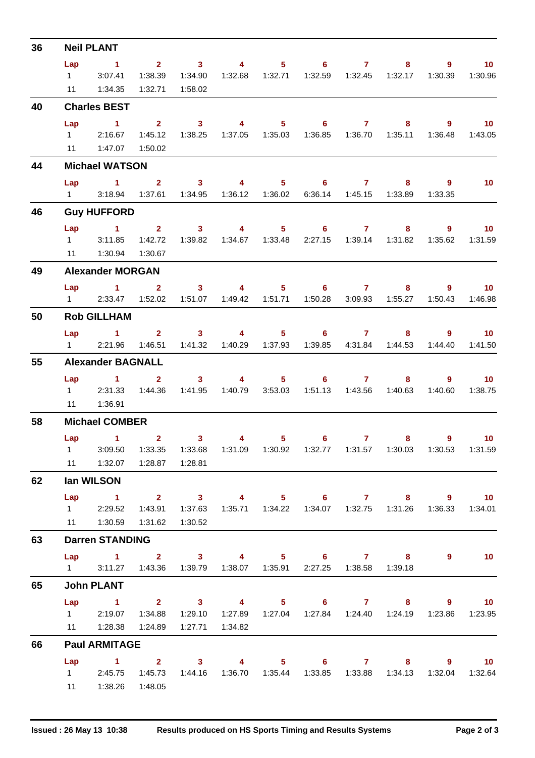## 36 Neil PLANT

| Lap | 1 | 2 | 3 | 4 | 5 | 6 | 7 | 8 | 9 | 10 |
|---|---|---|---|---|---|---|---|---|---|---|
| 1 | 3:07.41 | 1:38.39 | 1:34.90 | 1:32.68 | 1:32.71 | 1:32.59 | 1:32.45 | 1:32.17 | 1:30.39 | 1:30.96 |
| 11 | 1:34.35 | 1:32.71 | 1:58.02 | | | | | | | |

## 40 Charles BEST

| Lap | 1 | 2 | 3 | 4 | 5 | 6 | 7 | 8 | 9 | 10 |
|---|---|---|---|---|---|---|---|---|---|---|
| 1 | 2:16.67 | 1:45.12 | 1:38.25 | 1:37.05 | 1:35.03 | 1:36.85 | 1:36.70 | 1:35.11 | 1:36.48 | 1:43.05 |
| 11 | 1:47.07 | 1:50.02 | | | | | | | | |

## 44 Michael WATSON

| Lap | 1 | 2 | 3 | 4 | 5 | 6 | 7 | 8 | 9 | 10 |
|---|---|---|---|---|---|---|---|---|---|---|
| 1 | 3:18.94 | 1:37.61 | 1:34.95 | 1:36.12 | 1:36.02 | 6:36.14 | 1:45.15 | 1:33.89 | 1:33.35 | |

## 46 Guy HUFFORD

| Lap | 1 | 2 | 3 | 4 | 5 | 6 | 7 | 8 | 9 | 10 |
|---|---|---|---|---|---|---|---|---|---|---|
| 1 | 3:11.85 | 1:42.72 | 1:39.82 | 1:34.67 | 1:33.48 | 2:27.15 | 1:39.14 | 1:31.82 | 1:35.62 | 1:31.59 |
| 11 | 1:30.94 | 1:30.67 | | | | | | | | |

## 49 Alexander MORGAN

| Lap | 1 | 2 | 3 | 4 | 5 | 6 | 7 | 8 | 9 | 10 |
|---|---|---|---|---|---|---|---|---|---|---|
| 1 | 2:33.47 | 1:52.02 | 1:51.07 | 1:49.42 | 1:51.71 | 1:50.28 | 3:09.93 | 1:55.27 | 1:50.43 | 1:46.98 |

## 50 Rob GILLHAM

| Lap | 1 | 2 | 3 | 4 | 5 | 6 | 7 | 8 | 9 | 10 |
|---|---|---|---|---|---|---|---|---|---|---|
| 1 | 2:21.96 | 1:46.51 | 1:41.32 | 1:40.29 | 1:37.93 | 1:39.85 | 4:31.84 | 1:44.53 | 1:44.40 | 1:41.50 |

## 55 Alexander BAGNALL

| Lap | 1 | 2 | 3 | 4 | 5 | 6 | 7 | 8 | 9 | 10 |
|---|---|---|---|---|---|---|---|---|---|---|
| 1 | 2:31.33 | 1:44.36 | 1:41.95 | 1:40.79 | 3:53.03 | 1:51.13 | 1:43.56 | 1:40.63 | 1:40.60 | 1:38.75 |
| 11 | 1:36.91 | | | | | | | | | |

## 58 Michael COMBER

| Lap | 1 | 2 | 3 | 4 | 5 | 6 | 7 | 8 | 9 | 10 |
|---|---|---|---|---|---|---|---|---|---|---|
| 1 | 3:09.50 | 1:33.35 | 1:33.68 | 1:31.09 | 1:30.92 | 1:32.77 | 1:31.57 | 1:30.03 | 1:30.53 | 1:31.59 |
| 11 | 1:32.07 | 1:28.87 | 1:28.81 | | | | | | | |

## 62 Ian WILSON

| Lap | 1 | 2 | 3 | 4 | 5 | 6 | 7 | 8 | 9 | 10 |
|---|---|---|---|---|---|---|---|---|---|---|
| 1 | 2:29.52 | 1:43.91 | 1:37.63 | 1:35.71 | 1:34.22 | 1:34.07 | 1:32.75 | 1:31.26 | 1:36.33 | 1:34.01 |
| 11 | 1:30.59 | 1:31.62 | 1:30.52 | | | | | | | |

## 63 Darren STANDING

| Lap | 1 | 2 | 3 | 4 | 5 | 6 | 7 | 8 | 9 | 10 |
|---|---|---|---|---|---|---|---|---|---|---|
| 1 | 3:11.27 | 1:43.36 | 1:39.79 | 1:38.07 | 1:35.91 | 2:27.25 | 1:38.58 | 1:39.18 | | |

## 65 John PLANT

| Lap | 1 | 2 | 3 | 4 | 5 | 6 | 7 | 8 | 9 | 10 |
|---|---|---|---|---|---|---|---|---|---|---|
| 1 | 2:19.07 | 1:34.88 | 1:29.10 | 1:27.89 | 1:27.04 | 1:27.84 | 1:24.40 | 1:24.19 | 1:23.86 | 1:23.95 |
| 11 | 1:28.38 | 1:24.89 | 1:27.71 | 1:34.82 | | | | | | |

## 66 Paul ARMITAGE

| Lap | 1 | 2 | 3 | 4 | 5 | 6 | 7 | 8 | 9 | 10 |
|---|---|---|---|---|---|---|---|---|---|---|
| 1 | 2:45.75 | 1:45.73 | 1:44.16 | 1:36.70 | 1:35.44 | 1:33.85 | 1:33.88 | 1:34.13 | 1:32.04 | 1:32.64 |
| 11 | 1:38.26 | 1:48.05 | | | | | | | | |

**Issued : 26 May 13 10:38** **Results produced on HS Sports Timing and Results Systems**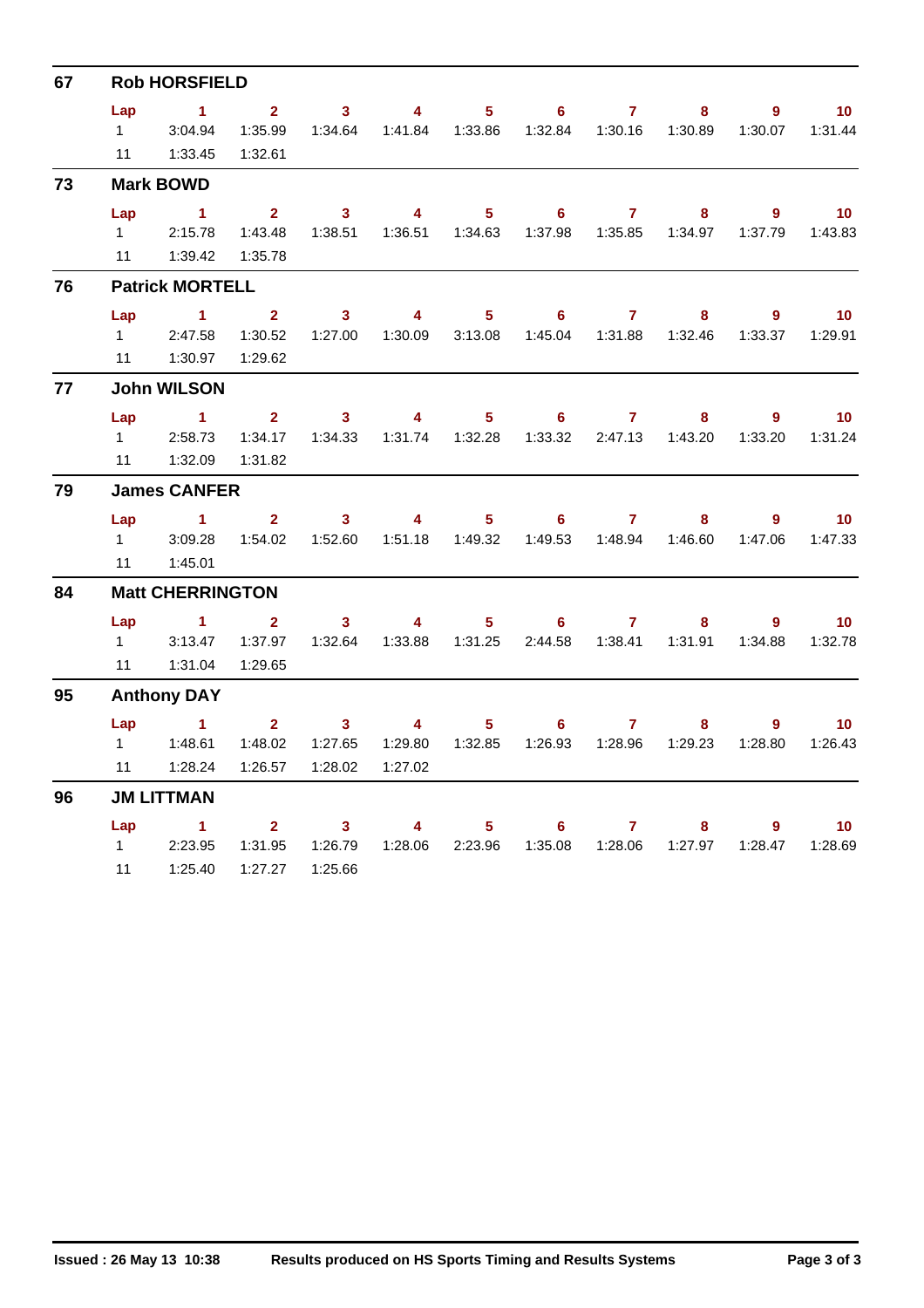## 67 Rob HORSFIELD

| Lap | 1 | 2 | 3 | 4 | 5 | 6 | 7 | 8 | 9 | 10 |
|---|---|---|---|---|---|---|---|---|---|---|
| 1 | 3:04.94 | 1:35.99 | 1:34.64 | 1:41.84 | 1:33.86 | 1:32.84 | 1:30.16 | 1:30.89 | 1:30.07 | 1:31.44 |
| 11 | 1:33.45 | 1:32.61 | | | | | | | | |

## 73 Mark BOWD

| Lap | 1 | 2 | 3 | 4 | 5 | 6 | 7 | 8 | 9 | 10 |
|---|---|---|---|---|---|---|---|---|---|---|
| 1 | 2:15.78 | 1:43.48 | 1:38.51 | 1:36.51 | 1:34.63 | 1:37.98 | 1:35.85 | 1:34.97 | 1:37.79 | 1:43.83 |
| 11 | 1:39.42 | 1:35.78 | | | | | | | | |

## 76 Patrick MORTELL

| Lap | 1 | 2 | 3 | 4 | 5 | 6 | 7 | 8 | 9 | 10 |
|---|---|---|---|---|---|---|---|---|---|---|
| 1 | 2:47.58 | 1:30.52 | 1:27.00 | 1:30.09 | 3:13.08 | 1:45.04 | 1:31.88 | 1:32.46 | 1:33.37 | 1:29.91 |
| 11 | 1:30.97 | 1:29.62 | | | | | | | | |

## 77 John WILSON

| Lap | 1 | 2 | 3 | 4 | 5 | 6 | 7 | 8 | 9 | 10 |
|---|---|---|---|---|---|---|---|---|---|---|
| 1 | 2:58.73 | 1:34.17 | 1:34.33 | 1:31.74 | 1:32.28 | 1:33.32 | 2:47.13 | 1:43.20 | 1:33.20 | 1:31.24 |
| 11 | 1:32.09 | 1:31.82 | | | | | | | | |

## 79 James CANFER

| Lap | 1 | 2 | 3 | 4 | 5 | 6 | 7 | 8 | 9 | 10 |
|---|---|---|---|---|---|---|---|---|---|---|
| 1 | 3:09.28 | 1:54.02 | 1:52.60 | 1:51.18 | 1:49.32 | 1:49.53 | 1:48.94 | 1:46.60 | 1:47.06 | 1:47.33 |
| 11 | 1:45.01 | | | | | | | | | |

## 84 Matt CHERRINGTON

| Lap | 1 | 2 | 3 | 4 | 5 | 6 | 7 | 8 | 9 | 10 |
|---|---|---|---|---|---|---|---|---|---|---|
| 1 | 3:13.47 | 1:37.97 | 1:32.64 | 1:33.88 | 1:31.25 | 2:44.58 | 1:38.41 | 1:31.91 | 1:34.88 | 1:32.78 |
| 11 | 1:31.04 | 1:29.65 | | | | | | | | |

## 95 Anthony DAY

| Lap | 1 | 2 | 3 | 4 | 5 | 6 | 7 | 8 | 9 | 10 |
|---|---|---|---|---|---|---|---|---|---|---|
| 1 | 1:48.61 | 1:48.02 | 1:27.65 | 1:29.80 | 1:32.85 | 1:26.93 | 1:28.96 | 1:29.23 | 1:28.80 | 1:26.43 |
| 11 | 1:28.24 | 1:26.57 | 1:28.02 | 1:27.02 | | | | | | |

## 96 JM LITTMAN

| Lap | 1 | 2 | 3 | 4 | 5 | 6 | 7 | 8 | 9 | 10 |
|---|---|---|---|---|---|---|---|---|---|---|
| 1 | 2:23.95 | 1:31.95 | 1:26.79 | 1:28.06 | 2:23.96 | 1:35.08 | 1:28.06 | 1:27.97 | 1:28.47 | 1:28.69 |
| 11 | 1:25.40 | 1:27.27 | 1:25.66 | | | | | | | |

**Issued : 26 May 13 10:38** **Results produced on HS Sports Timing and Results Systems**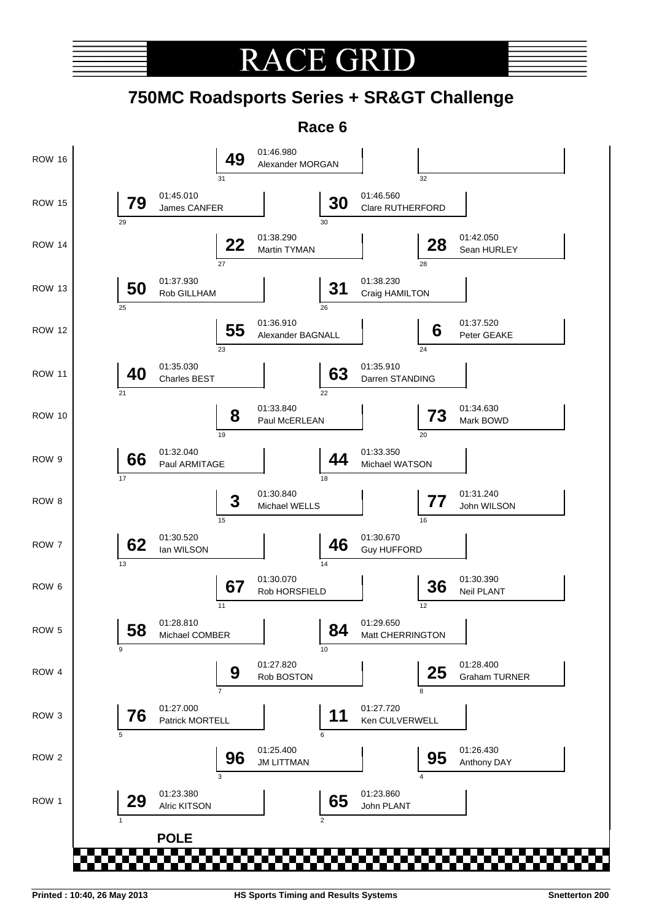# RACE GRID

## 750MC Roadsports Series + SR&GT Challenge

### Race 6

| Row | Position | No. | Driver | Time |
|---|---|---|---|---|
| ROW 16 | 31 | 49 | Alexander MORGAN | 01:46.980 |
| ROW 16 | 32 | | | |
| ROW 15 | 29 | 79 | James CANFER | 01:45.010 |
| ROW 15 | 30 | 30 | Clare RUTHERFORD | 01:46.560 |
| ROW 14 | 27 | 22 | Martin TYMAN | 01:38.290 |
| ROW 14 | 28 | 28 | Sean HURLEY | 01:42.050 |
| ROW 13 | 25 | 50 | Rob GILLHAM | 01:37.930 |
| ROW 13 | 26 | 31 | Craig HAMILTON | 01:38.230 |
| ROW 12 | 23 | 55 | Alexander BAGNALL | 01:36.910 |
| ROW 12 | 24 | 6 | Peter GEAKE | 01:37.520 |
| ROW 11 | 21 | 40 | Charles BEST | 01:35.030 |
| ROW 11 | 22 | 63 | Darren STANDING | 01:35.910 |
| ROW 10 | 19 | 8 | Paul McERLEAN | 01:33.840 |
| ROW 10 | 20 | 73 | Mark BOWD | 01:34.630 |
| ROW 9 | 17 | 66 | Paul ARMITAGE | 01:32.040 |
| ROW 9 | 18 | 44 | Michael WATSON | 01:33.350 |
| ROW 8 | 15 | 3 | Michael WELLS | 01:30.840 |
| ROW 8 | 16 | 77 | John WILSON | 01:31.240 |
| ROW 7 | 13 | 62 | Ian WILSON | 01:30.520 |
| ROW 7 | 14 | 46 | Guy HUFFORD | 01:30.670 |
| ROW 6 | 11 | 67 | Rob HORSFIELD | 01:30.070 |
| ROW 6 | 12 | 36 | Neil PLANT | 01:30.390 |
| ROW 5 | 9 | 58 | Michael COMBER | 01:28.810 |
| ROW 5 | 10 | 84 | Matt CHERRINGTON | 01:29.650 |
| ROW 4 | 7 | 9 | Rob BOSTON | 01:27.820 |
| ROW 4 | 8 | 25 | Graham TURNER | 01:28.400 |
| ROW 3 | 5 | 76 | Patrick MORTELL | 01:27.000 |
| ROW 3 | 6 | 11 | Ken CULVERWELL | 01:27.720 |
| ROW 2 | 3 | 96 | JM LITTMAN | 01:25.400 |
| ROW 2 | 4 | 95 | Anthony DAY | 01:26.430 |
| ROW 1 | 1 | 29 | Alric KITSON | 01:23.380 |
| ROW 1 | 2 | 65 | John PLANT | 01:23.860 |

**POLE**

**Printed : 10:40, 26 May 2013** **HS Sports Timing and Results Systems** **Snetterton 200**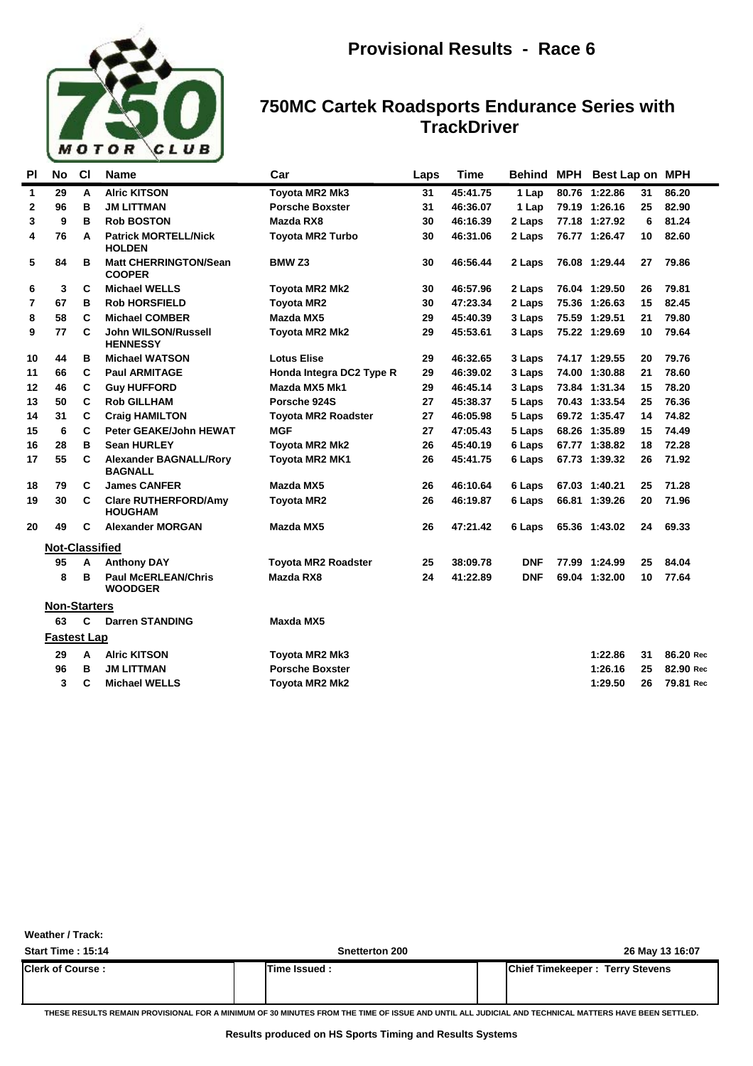# Provisional Results - Race 6

## 750MC Cartek Roadsports Endurance Series with TrackDriver

| Pl | No | Cl | Name | Car | Laps | Time | Behind | MPH | Best Lap | on | MPH |
|---|---|---|---|---|---|---|---|---|---|---|---|
| 1 | 29 | A | Alric KITSON | Toyota MR2 Mk3 | 31 | 45:41.75 | 1 Lap | 80.76 | 1:22.86 | 31 | 86.20 |
| 2 | 96 | B | JM LITTMAN | Porsche Boxster | 31 | 46:36.07 | 1 Lap | 79.19 | 1:26.16 | 25 | 82.90 |
| 3 | 9 | B | Rob BOSTON | Mazda RX8 | 30 | 46:16.39 | 2 Laps | 77.18 | 1:27.92 | 6 | 81.24 |
| 4 | 76 | A | Patrick MORTELL/Nick HOLDEN | Toyota MR2 Turbo | 30 | 46:31.06 | 2 Laps | 76.77 | 1:26.47 | 10 | 82.60 |
| 5 | 84 | B | Matt CHERRINGTON/Sean COOPER | BMW Z3 | 30 | 46:56.44 | 2 Laps | 76.08 | 1:29.44 | 27 | 79.86 |
| 6 | 3 | C | Michael WELLS | Toyota MR2 Mk2 | 30 | 46:57.96 | 2 Laps | 76.04 | 1:29.50 | 26 | 79.81 |
| 7 | 67 | B | Rob HORSFIELD | Toyota MR2 | 30 | 47:23.34 | 2 Laps | 75.36 | 1:26.63 | 15 | 82.45 |
| 8 | 58 | C | Michael COMBER | Mazda MX5 | 29 | 45:40.39 | 3 Laps | 75.59 | 1:29.51 | 21 | 79.80 |
| 9 | 77 | C | John WILSON/Russell HENNESSY | Toyota MR2 Mk2 | 29 | 45:53.61 | 3 Laps | 75.22 | 1:29.69 | 10 | 79.64 |
| 10 | 44 | B | Michael WATSON | Lotus Elise | 29 | 46:32.65 | 3 Laps | 74.17 | 1:29.55 | 20 | 79.76 |
| 11 | 66 | C | Paul ARMITAGE | Honda Integra DC2 Type R | 29 | 46:39.02 | 3 Laps | 74.00 | 1:30.88 | 21 | 78.60 |
| 12 | 46 | C | Guy HUFFORD | Mazda MX5 Mk1 | 29 | 46:45.14 | 3 Laps | 73.84 | 1:31.34 | 15 | 78.20 |
| 13 | 50 | C | Rob GILLHAM | Porsche 924S | 27 | 45:38.37 | 5 Laps | 70.43 | 1:33.54 | 25 | 76.36 |
| 14 | 31 | C | Craig HAMILTON | Toyota MR2 Roadster | 27 | 46:05.98 | 5 Laps | 69.72 | 1:35.47 | 14 | 74.82 |
| 15 | 6 | C | Peter GEAKE/John HEWAT | MGF | 27 | 47:05.43 | 5 Laps | 68.26 | 1:35.89 | 15 | 74.49 |
| 16 | 28 | B | Sean HURLEY | Toyota MR2 Mk2 | 26 | 45:40.19 | 6 Laps | 67.77 | 1:38.82 | 18 | 72.28 |
| 17 | 55 | C | Alexander BAGNALL/Rory BAGNALL | Toyota MR2 MK1 | 26 | 45:41.75 | 6 Laps | 67.73 | 1:39.32 | 26 | 71.92 |
| 18 | 79 | C | James CANFER | Mazda MX5 | 26 | 46:10.64 | 6 Laps | 67.03 | 1:40.21 | 25 | 71.28 |
| 19 | 30 | C | Clare RUTHERFORD/Amy HOUGHAM | Toyota MR2 | 26 | 46:19.87 | 6 Laps | 66.81 | 1:39.26 | 20 | 71.96 |
| 20 | 49 | C | Alexander MORGAN | Mazda MX5 | 26 | 47:21.42 | 6 Laps | 65.36 | 1:43.02 | 24 | 69.33 |
| **Not-Classified** | | | | | | | | | | | |
| | 95 | A | Anthony DAY | Toyota MR2 Roadster | 25 | 38:09.78 | DNF | 77.99 | 1:24.99 | 25 | 84.04 |
| | 8 | B | Paul McERLEAN/Chris WOODGER | Mazda RX8 | 24 | 41:22.89 | DNF | 69.04 | 1:32.00 | 10 | 77.64 |
| **Non-Starters** | | | | | | | | | | | |
| | 63 | C | Darren STANDING | Maxda MX5 | | | | | | | |
| **Fastest Lap** | | | | | | | | | | | |
| | 29 | A | Alric KITSON | Toyota MR2 Mk3 | | | | | 1:22.86 | 31 | 86.20 Rec |
| | 96 | B | JM LITTMAN | Porsche Boxster | | | | | 1:26.16 | 25 | 82.90 Rec |
| | 3 | C | Michael WELLS | Toyota MR2 Mk2 | | | | | 1:29.50 | 26 | 79.81 Rec |

Weather / Track:

Start Time : 15:14 | Snetterton 200 | 26 May 13 16:07

| Clerk of Course : | Time Issued : | Chief Timekeeper : Terry Stevens |
|---|---|---|

THESE RESULTS REMAIN PROVISIONAL FOR A MINIMUM OF 30 MINUTES FROM THE TIME OF ISSUE AND UNTIL ALL JUDICIAL AND TECHNICAL MATTERS HAVE BEEN SETTLED.

Results produced on HS Sports Timing and Results Systems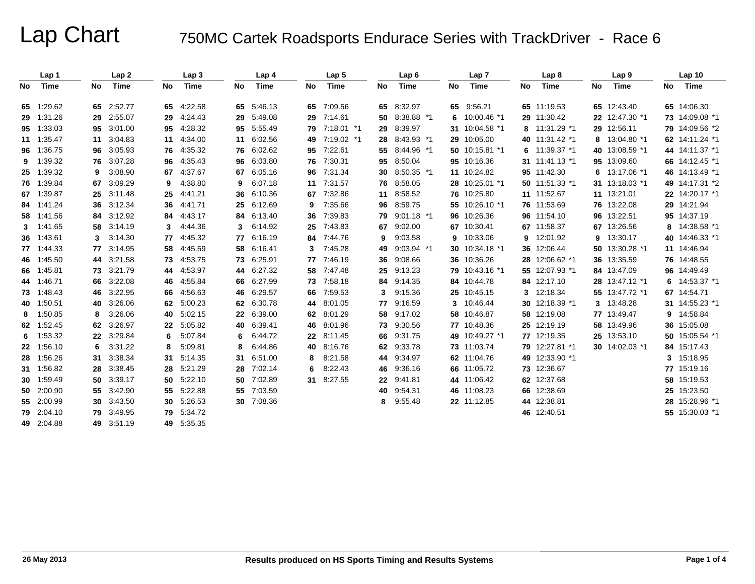# Lap Chart

## 750MC Cartek Roadsports Endurace Series with TrackDriver - Race 6

| Lap 1 | | Lap 2 | | Lap 3 | | Lap 4 | | Lap 5 | | Lap 6 | | Lap 7 | | Lap 8 | | Lap 9 | | Lap 10 | |
|---|---|---|---|---|---|---|---|---|---|---|---|---|---|---|---|---|---|---|---|
| No | Time | No | Time | No | Time | No | Time | No | Time | No | Time | No | Time | No | Time | No | Time | No | Time |
| 65 | 1:29.62 | 65 | 2:52.77 | 65 | 4:22.58 | 65 | 5:46.13 | 65 | 7:09.56 | 65 | 8:32.97 | 65 | 9:56.21 | 65 | 11:19.53 | 65 | 12:43.40 | 65 | 14:06.30 |
| 29 | 1:31.26 | 29 | 2:55.07 | 29 | 4:24.43 | 29 | 5:49.08 | 29 | 7:14.61 | 50 | 8:38.88 *1 | 6 | 10:00.46 *1 | 29 | 11:30.42 | 22 | 12:47.30 *1 | 73 | 14:09.08 *1 |
| 95 | 1:33.03 | 95 | 3:01.00 | 95 | 4:28.32 | 95 | 5:55.49 | 79 | 7:18.01 *1 | 29 | 8:39.97 | 31 | 10:04.58 *1 | 8 | 11:31.29 *1 | 29 | 12:56.11 | 79 | 14:09.56 *2 |
| 11 | 1:35.47 | 11 | 3:04.83 | 11 | 4:34.00 | 11 | 6:02.56 | 49 | 7:19.02 *1 | 28 | 8:43.93 *1 | 29 | 10:05.00 | 40 | 11:31.42 *1 | 8 | 13:04.80 *1 | 62 | 14:11.24 *1 |
| 96 | 1:36.75 | 96 | 3:05.93 | 76 | 4:35.32 | 76 | 6:02.62 | 95 | 7:22.61 | 55 | 8:44.96 *1 | 50 | 10:15.81 *1 | 6 | 11:39.37 *1 | 40 | 13:08.59 *1 | 44 | 14:11.37 *1 |
| 9 | 1:39.32 | 76 | 3:07.28 | 96 | 4:35.43 | 96 | 6:03.80 | 76 | 7:30.31 | 95 | 8:50.04 | 95 | 10:16.36 | 31 | 11:41.13 *1 | 95 | 13:09.60 | 66 | 14:12.45 *1 |
| 25 | 1:39.32 | 9 | 3:08.90 | 67 | 4:37.67 | 67 | 6:05.16 | 96 | 7:31.34 | 30 | 8:50.35 *1 | 11 | 10:24.82 | 95 | 11:42.30 | 6 | 13:17.06 *1 | 46 | 14:13.49 *1 |
| 76 | 1:39.84 | 67 | 3:09.29 | 9 | 4:38.80 | 9 | 6:07.18 | 11 | 7:31.57 | 76 | 8:58.05 | 28 | 10:25.01 *1 | 50 | 11:51.33 *1 | 31 | 13:18.03 *1 | 49 | 14:17.31 *2 |
| 67 | 1:39.87 | 25 | 3:11.48 | 25 | 4:41.21 | 36 | 6:10.36 | 67 | 7:32.86 | 11 | 8:58.52 | 76 | 10:25.80 | 11 | 11:52.67 | 11 | 13:21.01 | 22 | 14:20.17 *1 |
| 84 | 1:41.24 | 36 | 3:12.34 | 36 | 4:41.71 | 25 | 6:12.69 | 9 | 7:35.66 | 96 | 8:59.75 | 55 | 10:26.10 *1 | 76 | 11:53.69 | 76 | 13:22.08 | 29 | 14:21.94 |
| 58 | 1:41.56 | 84 | 3:12.92 | 84 | 4:43.17 | 84 | 6:13.40 | 36 | 7:39.83 | 79 | 9:01.18 *1 | 96 | 10:26.36 | 96 | 11:54.10 | 96 | 13:22.51 | 95 | 14:37.19 |
| 3 | 1:41.65 | 58 | 3:14.19 | 3 | 4:44.36 | 3 | 6:14.92 | 25 | 7:43.83 | 67 | 9:02.00 | 67 | 10:30.41 | 67 | 11:58.37 | 67 | 13:26.56 | 8 | 14:38.58 *1 |
| 36 | 1:43.61 | 3 | 3:14.30 | 77 | 4:45.32 | 77 | 6:16.19 | 84 | 7:44.76 | 9 | 9:03.58 | 9 | 10:33.06 | 9 | 12:01.92 | 9 | 13:30.17 | 40 | 14:46.33 *1 |
| 77 | 1:44.33 | 77 | 3:14.95 | 58 | 4:45.59 | 58 | 6:16.41 | 3 | 7:45.28 | 49 | 9:03.94 *1 | 30 | 10:34.18 *1 | 36 | 12:06.44 | 50 | 13:30.28 *1 | 11 | 14:46.94 |
| 46 | 1:45.50 | 44 | 3:21.58 | 73 | 4:53.75 | 73 | 6:25.91 | 77 | 7:46.19 | 36 | 9:08.66 | 36 | 10:36.26 | 28 | 12:06.62 *1 | 36 | 13:35.59 | 76 | 14:48.55 |
| 66 | 1:45.81 | 73 | 3:21.79 | 44 | 4:53.97 | 44 | 6:27.32 | 58 | 7:47.48 | 25 | 9:13.23 | 79 | 10:43.16 *1 | 55 | 12:07.93 *1 | 84 | 13:47.09 | 96 | 14:49.49 |
| 44 | 1:46.71 | 66 | 3:22.08 | 46 | 4:55.84 | 66 | 6:27.99 | 73 | 7:58.18 | 84 | 9:14.35 | 84 | 10:44.78 | 84 | 12:17.10 | 28 | 13:47.12 *1 | 6 | 14:53.37 *1 |
| 73 | 1:48.43 | 46 | 3:22.95 | 66 | 4:56.63 | 46 | 6:29.57 | 66 | 7:59.53 | 3 | 9:15.36 | 25 | 10:45.15 | 3 | 12:18.34 | 55 | 13:47.72 *1 | 67 | 14:54.71 |
| 40 | 1:50.51 | 40 | 3:26.06 | 62 | 5:00.23 | 62 | 6:30.78 | 44 | 8:01.05 | 77 | 9:16.59 | 3 | 10:46.44 | 30 | 12:18.39 *1 | 3 | 13:48.28 | 31 | 14:55.23 *1 |
| 8 | 1:50.85 | 8 | 3:26.06 | 40 | 5:02.15 | 22 | 6:39.00 | 62 | 8:01.29 | 58 | 9:17.02 | 58 | 10:46.87 | 58 | 12:19.08 | 77 | 13:49.47 | 9 | 14:58.84 |
| 62 | 1:52.45 | 62 | 3:26.97 | 22 | 5:05.82 | 40 | 6:39.41 | 46 | 8:01.96 | 73 | 9:30.56 | 77 | 10:48.36 | 25 | 12:19.19 | 58 | 13:49.96 | 36 | 15:05.08 |
| 6 | 1:53.32 | 22 | 3:29.84 | 6 | 5:07.84 | 6 | 6:44.72 | 22 | 8:11.45 | 66 | 9:31.75 | 49 | 10:49.27 *1 | 77 | 12:19.35 | 25 | 13:53.10 | 50 | 15:05.54 *1 |
| 22 | 1:56.10 | 6 | 3:31.22 | 8 | 5:09.81 | 8 | 6:44.86 | 40 | 8:16.76 | 62 | 9:33.78 | 73 | 11:03.74 | 79 | 12:27.81 *1 | 30 | 14:02.03 *1 | 84 | 15:17.43 |
| 28 | 1:56.26 | 31 | 3:38.34 | 31 | 5:14.35 | 31 | 6:51.00 | 8 | 8:21.58 | 44 | 9:34.97 | 62 | 11:04.76 | 49 | 12:33.90 *1 | | | 3 | 15:18.95 |
| 31 | 1:56.82 | 28 | 3:38.45 | 28 | 5:21.29 | 28 | 7:02.14 | 6 | 8:22.43 | 46 | 9:36.16 | 66 | 11:05.72 | 73 | 12:36.67 | | | 77 | 15:19.16 |
| 30 | 1:59.49 | 50 | 3:39.17 | 50 | 5:22.10 | 50 | 7:02.89 | 31 | 8:27.55 | 22 | 9:41.81 | 44 | 11:06.42 | 62 | 12:37.68 | | | 58 | 15:19.53 |
| 50 | 2:00.90 | 55 | 3:42.90 | 55 | 5:22.88 | 55 | 7:03.59 | | | 40 | 9:54.31 | 46 | 11:08.23 | 66 | 12:38.69 | | | 25 | 15:23.50 |
| 55 | 2:00.99 | 30 | 3:43.50 | 30 | 5:26.53 | 30 | 7:08.36 | | | 8 | 9:55.48 | 22 | 11:12.85 | 44 | 12:38.81 | | | 28 | 15:28.96 *1 |
| 79 | 2:04.10 | 79 | 3:49.95 | 79 | 5:34.72 | | | | | | | | | 46 | 12:40.51 | | | 55 | 15:30.03 *1 |
| 49 | 2:04.88 | 49 | 3:51.19 | 49 | 5:35.35 | | | | | | | | | | | | | | |

26 May 2013

Results produced on HS Sports Timing and Results Systems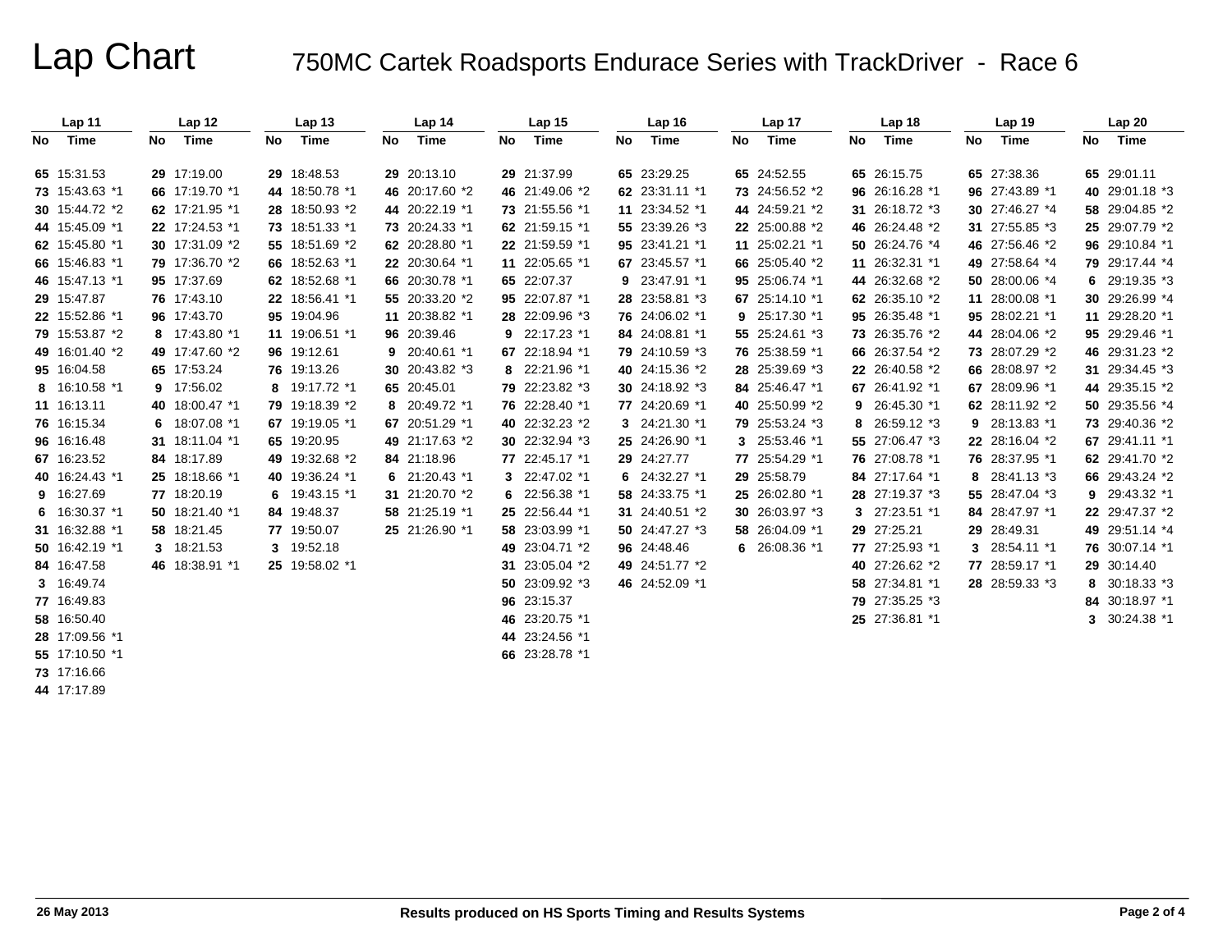# Lap Chart

## 750MC Cartek Roadsports Endurace Series with TrackDriver - Race 6

| Lap 11 | | Lap 12 | | Lap 13 | | Lap 14 | | Lap 15 | | Lap 16 | | Lap 17 | | Lap 18 | | Lap 19 | | Lap 20 | |
|---|---|---|---|---|---|---|---|---|---|---|---|---|---|---|---|---|---|---|---|
| No | Time | No | Time | No | Time | No | Time | No | Time | No | Time | No | Time | No | Time | No | Time | No | Time |
| 65 | 15:31.53 | 29 | 17:19.00 | 29 | 18:48.53 | 29 | 20:13.10 | 29 | 21:37.99 | 65 | 23:29.25 | 65 | 24:52.55 | 65 | 26:15.75 | 65 | 27:38.36 | 65 | 29:01.11 |
| 73 | 15:43.63 *1 | 66 | 17:19.70 *1 | 44 | 18:50.78 *1 | 46 | 20:17.60 *2 | 46 | 21:49.06 *2 | 62 | 23:31.11 *1 | 73 | 24:56.52 *2 | 96 | 26:16.28 *1 | 96 | 27:43.89 *1 | 40 | 29:01.18 *3 |
| 30 | 15:44.72 *2 | 62 | 17:21.95 *1 | 28 | 18:50.93 *2 | 44 | 20:22.19 *1 | 73 | 21:55.56 *1 | 11 | 23:34.52 *1 | 44 | 24:59.21 *2 | 31 | 26:18.72 *3 | 30 | 27:46.27 *4 | 58 | 29:04.85 *2 |
| 44 | 15:45.09 *1 | 22 | 17:24.53 *1 | 73 | 18:51.33 *1 | 73 | 20:24.33 *1 | 62 | 21:59.15 *1 | 55 | 23:39.26 *3 | 22 | 25:00.88 *2 | 46 | 26:24.48 *2 | 31 | 27:55.85 *3 | 25 | 29:07.79 *2 |
| 62 | 15:45.80 *1 | 30 | 17:31.09 *2 | 55 | 18:51.69 *2 | 62 | 20:28.80 *1 | 22 | 21:59.59 *1 | 95 | 23:41.21 *1 | 11 | 25:02.21 *1 | 50 | 26:24.76 *4 | 46 | 27:56.46 *2 | 96 | 29:10.84 *1 |
| 66 | 15:46.83 *1 | 79 | 17:36.70 *2 | 66 | 18:52.63 *1 | 22 | 20:30.64 *1 | 11 | 22:05.65 *1 | 67 | 23:45.57 *1 | 66 | 25:05.40 *2 | 11 | 26:32.31 *1 | 49 | 27:58.64 *4 | 79 | 29:17.44 *4 |
| 46 | 15:47.13 *1 | 95 | 17:37.69 | 62 | 18:52.68 *1 | 66 | 20:30.78 *1 | 65 | 22:07.37 | 9 | 23:47.91 *1 | 95 | 25:06.74 *1 | 44 | 26:32.68 *2 | 50 | 28:00.06 *4 | 30 | 29:26.99 *4 |
| 29 | 15:47.87 | 76 | 17:43.10 | 22 | 18:56.41 *1 | 55 | 20:33.20 *2 | 95 | 22:07.87 *1 | 28 | 23:58.81 *3 | 67 | 25:14.10 *1 | 62 | 26:35.10 *2 | 11 | 28:00.08 *1 | 11 | 29:28.20 *1 |
| 22 | 15:52.86 *1 | 96 | 17:43.70 | 95 | 19:04.96 | 11 | 20:38.82 *1 | 28 | 22:09.96 *3 | 76 | 24:06.02 *1 | 9 | 25:17.30 *1 | 95 | 26:35.48 *1 | 95 | 28:02.21 *1 | 95 | 29:29.46 *1 |
| 79 | 15:53.87 *2 | 8 | 17:43.80 *1 | 11 | 19:06.51 *1 | 96 | 20:39.46 | 9 | 22:17.23 *1 | 84 | 24:08.81 *1 | 55 | 25:24.61 *3 | 73 | 26:35.76 *2 | 44 | 28:04.06 *2 | 31 | 29:34.45 *3 |
| 49 | 16:01.40 *2 | 49 | 17:47.60 *2 | 96 | 19:12.61 | 9 | 20:40.61 *1 | 67 | 22:18.94 *1 | 79 | 24:10.59 *3 | 76 | 25:38.59 *1 | 66 | 26:37.54 *2 | 73 | 28:07.29 *2 | 46 | 29:31.23 *2 |
| 95 | 16:04.58 | 65 | 17:53.24 | 76 | 19:13.26 | 30 | 20:43.82 *3 | 8 | 22:21.96 *1 | 40 | 24:15.36 *2 | 28 | 25:39.69 *3 | 22 | 26:40.58 *2 | 66 | 28:08.97 *2 | 31 | 29:34.45 *3 |
| 8 | 16:10.58 *1 | 9 | 17:56.02 | 8 | 19:17.72 *1 | 65 | 20:45.01 | 79 | 22:23.82 *3 | 30 | 24:18.92 *3 | 84 | 25:46.47 *1 | 67 | 26:41.92 *1 | 67 | 28:09.96 *1 | 44 | 29:35.15 *2 |
| 11 | 16:13.11 | 40 | 18:00.47 *1 | 79 | 19:18.39 *2 | 8 | 20:49.72 *1 | 76 | 22:28.40 *1 | 77 | 24:20.69 *1 | 40 | 25:50.99 *2 | 9 | 26:45.30 *1 | 62 | 28:11.92 *2 | 50 | 29:35.56 *4 |
| 76 | 16:15.34 | 6 | 18:07.08 *1 | 67 | 19:19.05 *1 | 67 | 20:51.29 *1 | 40 | 22:32.23 *2 | 3 | 24:21.30 *1 | 79 | 25:53.24 *3 | 8 | 26:59.12 *3 | 9 | 28:13.83 *1 | 73 | 29:40.36 *2 |
| 96 | 16:16.48 | 31 | 18:11.04 *1 | 65 | 19:20.95 | 49 | 21:17.63 *2 | 30 | 22:32.94 *3 | 25 | 24:26.90 *1 | 3 | 25:53.46 *1 | 55 | 27:06.47 *3 | 22 | 28:16.04 *2 | 62 | 29:41.70 *2 |
| 67 | 16:23.52 | 84 | 18:17.89 | 49 | 19:32.68 *2 | 84 | 21:18.96 | 77 | 22:45.17 *1 | 29 | 24:27.77 | 77 | 25:54.29 *1 | 76 | 27:08.78 *1 | 76 | 28:37.95 *1 | 67 | 29:41.11 *1 |
| 40 | 16:24.43 *1 | 25 | 18:18.66 *1 | 40 | 19:36.24 *1 | 6 | 21:20.43 *1 | 3 | 22:47.02 *1 | 6 | 24:32.27 *1 | 29 | 25:58.79 | 84 | 27:17.64 *1 | 8 | 28:41.13 *3 | 66 | 29:43.24 *2 |
| 9 | 16:27.69 | 77 | 18:20.19 | 6 | 19:43.15 *1 | 31 | 21:20.70 *2 | 6 | 22:56.38 *1 | 58 | 24:33.75 *1 | 25 | 26:02.80 *1 | 28 | 27:19.37 *3 | 55 | 28:47.04 *3 | 9 | 29:43.32 *1 |
| 6 | 16:30.37 *1 | 50 | 18:21.40 *1 | 84 | 19:48.37 | 58 | 21:25.19 *1 | 25 | 22:56.44 *1 | 31 | 24:40.51 *2 | 30 | 26:03.97 *3 | 3 | 27:23.51 *1 | 84 | 28:47.97 *1 | 22 | 29:47.37 *2 |
| 31 | 16:32.88 *1 | 58 | 18:21.45 | 77 | 19:50.07 | 25 | 21:26.90 *1 | 58 | 23:03.99 *1 | 50 | 24:47.27 *3 | 58 | 26:04.09 *1 | 29 | 27:25.21 | 29 | 28:49.31 | 49 | 29:51.14 *4 |
| 50 | 16:42.19 *1 | 3 | 18:21.53 | 3 | 19:52.18 | | | 49 | 23:04.71 *2 | 96 | 24:48.46 | 6 | 26:08.36 *1 | 77 | 27:25.93 *1 | 3 | 28:54.11 *1 | 76 | 30:07.14 *1 |
| 84 | 16:47.58 | 46 | 18:38.91 *1 | 25 | 19:58.02 *1 | | | 31 | 23:05.04 *2 | 49 | 24:51.77 *2 | | | 40 | 27:26.62 *2 | 77 | 28:59.17 *1 | 29 | 30:14.40 |
| 3 | 16:49.74 | | | | | | | 50 | 23:09.92 *3 | 46 | 24:52.09 *1 | | | 58 | 27:34.81 *1 | 28 | 28:59.33 *3 | 8 | 30:18.33 *3 |
| 77 | 16:49.83 | | | | | | | 96 | 23:15.37 | | | | | 79 | 27:35.25 *3 | | | 84 | 30:18.97 *1 |
| 58 | 16:50.40 | | | | | | | 46 | 23:20.75 *1 | | | | | 25 | 27:36.81 *1 | | | 3 | 30:24.38 *1 |
| 28 | 17:09.56 *1 | | | | | | | 44 | 23:24.56 *1 | | | | | | | | | | |
| 55 | 17:10.50 *1 | | | | | | | 66 | 23:28.78 *1 | | | | | | | | | | |
| 73 | 17:16.66 | | | | | | | | | | | | | | | | | | |
| 44 | 17:17.89 | | | | | | | | | | | | | | | | | | |

26 May 2013 — Results produced on HS Sports Timing and Results Systems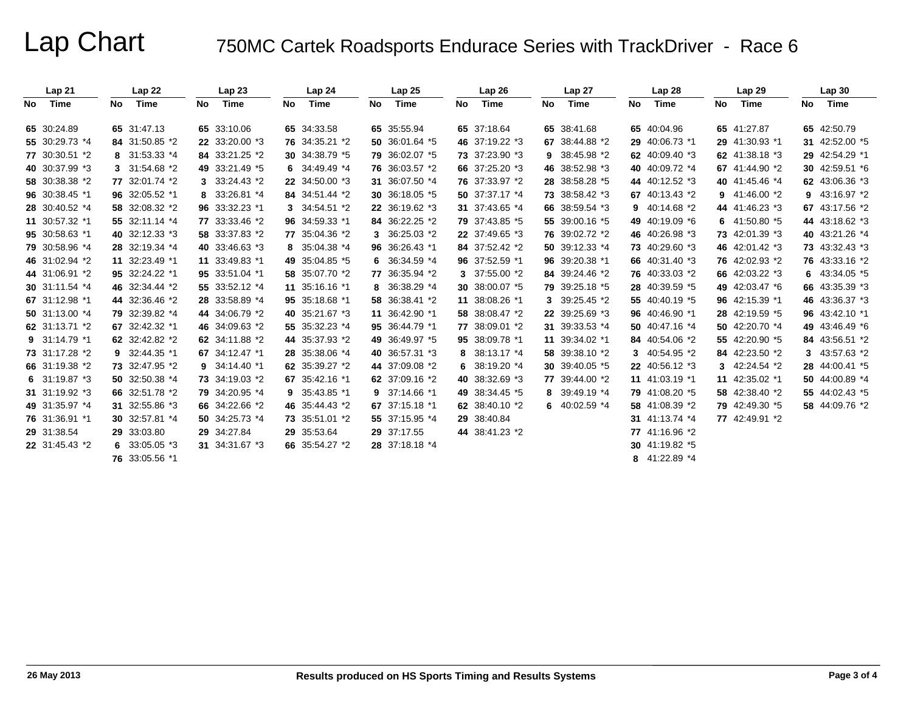# Lap Chart

## 750MC Cartek Roadsports Endurace Series with TrackDriver - Race 6

| Lap 21 | | Lap 22 | | Lap 23 | | Lap 24 | | Lap 25 | | Lap 26 | | Lap 27 | | Lap 28 | | Lap 29 | | Lap 30 | |
|---|---|---|---|---|---|---|---|---|---|---|---|---|---|---|---|---|---|---|---|
| No | Time | No | Time | No | Time | No | Time | No | Time | No | Time | No | Time | No | Time | No | Time | No | Time |
| 65 | 30:24.89 | 65 | 31:47.13 | 65 | 33:10.06 | 65 | 34:33.58 | 65 | 35:55.94 | 65 | 37:18.64 | 65 | 38:41.68 | 65 | 40:04.96 | 65 | 41:27.87 | 65 | 42:50.79 |
| 55 | 30:29.73 *4 | 84 | 31:50.85 *2 | 22 | 33:20.00 *3 | 76 | 34:35.21 *2 | 50 | 36:01.64 *5 | 46 | 37:19.22 *3 | 67 | 38:44.88 *2 | 29 | 40:06.73 *1 | 29 | 41:30.93 *1 | 31 | 42:52.00 *5 |
| 77 | 30:30.51 *2 | 8 | 31:53.33 *4 | 84 | 33:21.25 *2 | 30 | 34:38.79 *5 | 79 | 36:02.07 *5 | 73 | 37:23.90 *3 | 9 | 38:45.98 *2 | 62 | 40:09.40 *3 | 62 | 41:38.18 *3 | 29 | 42:54.29 *1 |
| 40 | 30:37.99 *3 | 3 | 31:54.68 *2 | 49 | 33:21.49 *5 | 6 | 34:49.49 *4 | 76 | 36:03.57 *2 | 66 | 37:25.20 *3 | 46 | 38:52.98 *3 | 40 | 40:09.72 *4 | 67 | 41:44.90 *2 | 30 | 42:59.51 *6 |
| 58 | 30:38.38 *2 | 77 | 32:01.74 *2 | 3 | 33:24.43 *2 | 22 | 34:50.00 *3 | 31 | 36:07.50 *4 | 76 | 37:33.97 *2 | 28 | 38:58.28 *5 | 44 | 40:12.52 *3 | 40 | 41:45.46 *4 | 62 | 43:06.36 *3 |
| 96 | 30:38.45 *1 | 96 | 32:05.52 *1 | 8 | 33:26.81 *4 | 84 | 34:51.44 *2 | 30 | 36:18.05 *5 | 50 | 37:37.17 *4 | 73 | 38:58.42 *3 | 67 | 40:13.43 *2 | 9 | 41:46.00 *2 | 9 | 43:16.97 *2 |
| 28 | 30:40.52 *4 | 58 | 32:08.32 *2 | 96 | 33:32.23 *1 | 3 | 34:54.51 *2 | 22 | 36:19.62 *3 | 31 | 37:43.65 *4 | 66 | 38:59.54 *3 | 9 | 40:14.68 *2 | 44 | 41:46.23 *3 | 67 | 43:17.56 *2 |
| 11 | 30:57.32 *1 | 55 | 32:11.14 *4 | 77 | 33:33.46 *2 | 96 | 34:59.33 *1 | 84 | 36:22.25 *2 | 79 | 37:43.85 *5 | 55 | 39:00.16 *5 | 49 | 40:19.09 *6 | 6 | 41:50.80 *5 | 44 | 43:18.62 *3 |
| 95 | 30:58.63 *1 | 40 | 32:12.33 *3 | 58 | 33:37.83 *2 | 77 | 35:04.36 *2 | 3 | 36:25.03 *2 | 22 | 37:49.65 *3 | 76 | 39:02.72 *2 | 46 | 40:26.98 *3 | 73 | 42:01.39 *3 | 40 | 43:21.26 *4 |
| 79 | 30:58.96 *4 | 28 | 32:19.34 *4 | 40 | 33:46.63 *3 | 8 | 35:04.38 *4 | 96 | 36:26.43 *1 | 84 | 37:52.42 *2 | 50 | 39:12.33 *4 | 73 | 40:29.60 *3 | 46 | 42:01.42 *3 | 73 | 43:32.43 *3 |
| 46 | 31:02.94 *2 | 11 | 32:23.49 *1 | 11 | 33:49.83 *1 | 49 | 35:04.85 *5 | 6 | 36:34.59 *4 | 96 | 37:52.59 *1 | 96 | 39:20.38 *1 | 66 | 40:31.40 *3 | 76 | 42:02.93 *2 | 76 | 43:33.16 *2 |
| 44 | 31:06.91 *2 | 95 | 32:24.22 *1 | 95 | 33:51.04 *1 | 58 | 35:07.70 *2 | 77 | 36:35.94 *2 | 3 | 37:55.00 *2 | 84 | 39:24.46 *2 | 76 | 40:33.03 *2 | 66 | 42:03.22 *3 | 6 | 43:34.05 *5 |
| 30 | 31:11.54 *4 | 46 | 32:34.44 *2 | 55 | 33:52.12 *4 | 11 | 35:16.16 *1 | 8 | 36:38.29 *4 | 30 | 38:00.07 *5 | 79 | 39:25.18 *5 | 28 | 40:39.59 *5 | 49 | 42:03.47 *6 | 66 | 43:35.39 *3 |
| 67 | 31:12.98 *1 | 44 | 32:36.46 *2 | 28 | 33:58.89 *4 | 95 | 35:18.68 *1 | 58 | 36:38.41 *2 | 11 | 38:08.26 *1 | 3 | 39:25.45 *2 | 55 | 40:40.19 *5 | 96 | 42:15.39 *1 | 46 | 43:36.37 *3 |
| 50 | 31:13.00 *4 | 79 | 32:39.82 *4 | 44 | 34:06.79 *2 | 40 | 35:21.67 *3 | 11 | 36:42.90 *1 | 58 | 38:08.47 *2 | 22 | 39:25.69 *3 | 96 | 40:46.90 *1 | 28 | 42:19.59 *5 | 96 | 43:42.10 *1 |
| 62 | 31:13.71 *2 | 67 | 32:42.32 *1 | 46 | 34:09.63 *2 | 55 | 35:32.23 *4 | 95 | 36:44.79 *1 | 77 | 38:09.01 *2 | 31 | 39:33.53 *4 | 50 | 40:47.16 *4 | 50 | 42:20.70 *4 | 49 | 43:46.49 *6 |
| 9 | 31:14.79 *1 | 62 | 32:42.82 *2 | 62 | 34:11.88 *2 | 44 | 35:37.93 *2 | 49 | 36:49.97 *5 | 95 | 38:09.78 *1 | 11 | 39:34.02 *1 | 84 | 40:54.06 *2 | 55 | 42:20.90 *5 | 84 | 43:56.51 *2 |
| 73 | 31:17.28 *2 | 9 | 32:44.35 *1 | 67 | 34:12.47 *1 | 28 | 35:38.06 *4 | 40 | 36:57.31 *3 | 8 | 38:13.17 *4 | 58 | 39:38.10 *2 | 3 | 40:54.95 *2 | 84 | 42:23.50 *2 | 3 | 43:57.63 *2 |
| 66 | 31:19.38 *2 | 73 | 32:47.95 *2 | 9 | 34:14.40 *1 | 62 | 35:39.27 *2 | 44 | 37:09.08 *2 | 6 | 38:19.20 *4 | 30 | 39:40.05 *5 | 22 | 40:56.12 *3 | 3 | 42:24.54 *2 | 28 | 44:00.41 *5 |
| 6 | 31:19.87 *3 | 50 | 32:50.38 *4 | 73 | 34:19.03 *2 | 67 | 35:42.16 *1 | 62 | 37:09.16 *2 | 40 | 38:32.69 *3 | 77 | 39:44.00 *2 | 11 | 41:03.19 *1 | 11 | 42:35.02 *1 | 50 | 44:00.89 *4 |
| 31 | 31:19.92 *3 | 66 | 32:51.78 *2 | 79 | 34:20.95 *4 | 9 | 35:43.85 *1 | 9 | 37:14.66 *1 | 49 | 38:34.45 *5 | 8 | 39:49.19 *4 | 79 | 41:08.20 *5 | 58 | 42:38.40 *2 | 55 | 44:02.43 *5 |
| 49 | 31:35.97 *4 | 31 | 32:55.86 *3 | 66 | 34:22.66 *2 | 46 | 35:44.43 *2 | 67 | 37:15.18 *1 | 62 | 38:40.10 *2 | 6 | 40:02.59 *4 | 58 | 41:08.39 *2 | 79 | 42:49.30 *5 | 58 | 44:09.76 *2 |
| 76 | 31:36.91 *1 | 30 | 32:57.81 *4 | 50 | 34:25.73 *4 | 73 | 35:51.01 *2 | 55 | 37:15.95 *4 | 29 | 38:40.84 | | | 31 | 41:13.74 *4 | 77 | 42:49.91 *2 | | |
| 29 | 31:38.54 | 29 | 33:03.80 | 29 | 34:27.84 | 29 | 35:53.64 | 29 | 37:17.55 | 44 | 38:41.23 *2 | | | 77 | 41:16.96 *2 | | | | |
| 22 | 31:45.43 *2 | 6 | 33:05.05 *3 | 31 | 34:31.67 *3 | 66 | 35:54.27 *2 | 28 | 37:18.18 *4 | | | | | 30 | 41:19.82 *5 | | | | |
| | | 76 | 33:05.56 *1 | | | | | | | | | | | 8 | 41:22.89 *4 | | | | |

26 May 2013 — Results produced on HS Sports Timing and Results Systems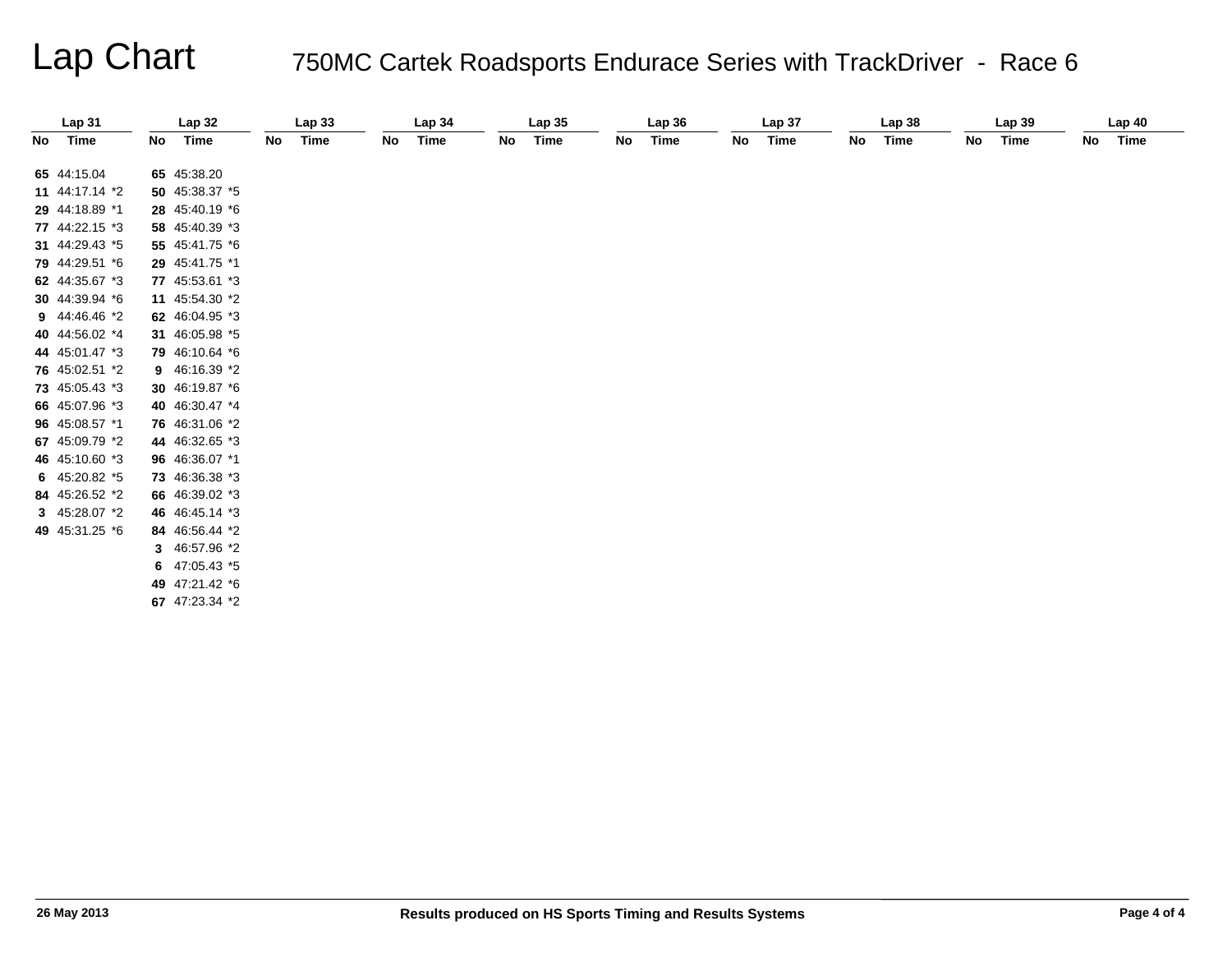# Lap Chart

## 750MC Cartek Roadsports Endurace Series with TrackDriver - Race 6

| Lap 31 | | Lap 32 | | Lap 33 | | Lap 34 | | Lap 35 | | Lap 36 | | Lap 37 | | Lap 38 | | Lap 39 | | Lap 40 | |
|---|---|---|---|---|---|---|---|---|---|---|---|---|---|---|---|---|---|---|---|
| No | Time | No | Time | No | Time | No | Time | No | Time | No | Time | No | Time | No | Time | No | Time | No | Time |
| 65 | 44:15.04 | 65 | 45:38.20 | | | | | | | | | | | | | | | | |
| 11 | 44:17.14 *2 | 50 | 45:38.37 *5 | | | | | | | | | | | | | | | | |
| 29 | 44:18.89 *1 | 28 | 45:40.19 *6 | | | | | | | | | | | | | | | | |
| 77 | 44:22.15 *3 | 58 | 45:40.39 *3 | | | | | | | | | | | | | | | | |
| 31 | 44:29.43 *5 | 55 | 45:41.75 *6 | | | | | | | | | | | | | | | | |
| 79 | 44:29.51 *6 | 29 | 45:41.75 *1 | | | | | | | | | | | | | | | | |
| 62 | 44:35.67 *3 | 77 | 45:53.61 *3 | | | | | | | | | | | | | | | | |
| 30 | 44:39.94 *6 | 11 | 45:54.30 *2 | | | | | | | | | | | | | | | | |
| 9 | 44:46.46 *2 | 62 | 46:04.95 *3 | | | | | | | | | | | | | | | | |
| 40 | 44:56.02 *4 | 31 | 46:05.98 *5 | | | | | | | | | | | | | | | | |
| 44 | 45:01.47 *3 | 79 | 46:10.64 *6 | | | | | | | | | | | | | | | | |
| 76 | 45:02.51 *2 | 9 | 46:16.39 *2 | | | | | | | | | | | | | | | | |
| 73 | 45:05.43 *3 | 30 | 46:19.87 *6 | | | | | | | | | | | | | | | | |
| 66 | 45:07.96 *3 | 40 | 46:30.47 *4 | | | | | | | | | | | | | | | | |
| 96 | 45:08.57 *1 | 76 | 46:31.06 *2 | | | | | | | | | | | | | | | | |
| 67 | 45:09.79 *2 | 44 | 46:32.65 *3 | | | | | | | | | | | | | | | | |
| 46 | 45:10.60 *3 | 96 | 46:36.07 *1 | | | | | | | | | | | | | | | | |
| 6 | 45:20.82 *5 | 73 | 46:36.38 *3 | | | | | | | | | | | | | | | | |
| 84 | 45:26.52 *2 | 66 | 46:39.02 *3 | | | | | | | | | | | | | | | | |
| 3 | 45:28.07 *2 | 46 | 46:45.14 *3 | | | | | | | | | | | | | | | | |
| 49 | 45:31.25 *6 | 84 | 46:56.44 *2 | | | | | | | | | | | | | | | | |
| | | 3 | 46:57.96 *2 | | | | | | | | | | | | | | | | |
| | | 6 | 47:05.43 *5 | | | | | | | | | | | | | | | | |
| | | 49 | 47:21.42 *6 | | | | | | | | | | | | | | | | |
| | | 67 | 47:23.34 *2 | | | | | | | | | | | | | | | | |

26 May 2013

Results produced on HS Sports Timing and Results Systems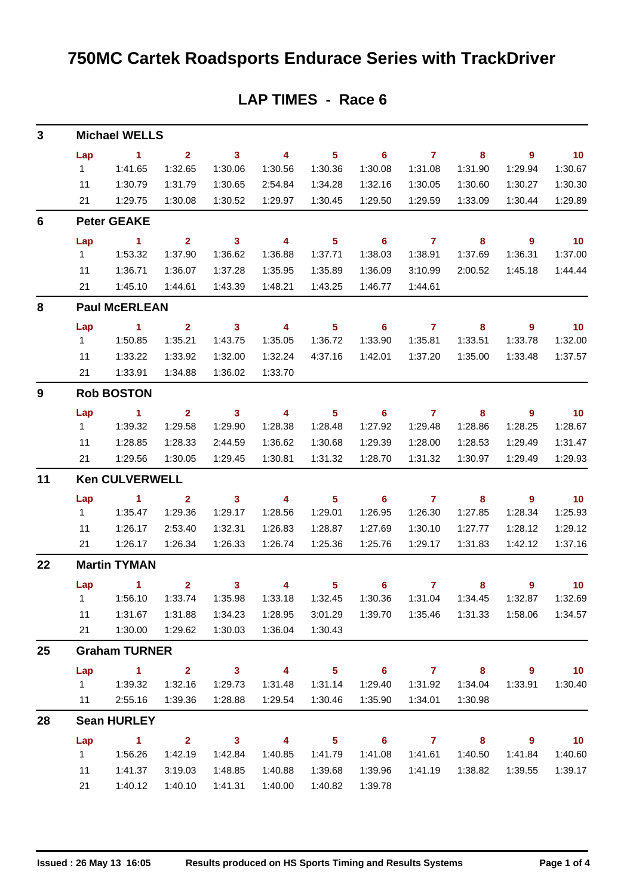# 750MC Cartek Roadsports Endurace Series with TrackDriver

## LAP TIMES - Race 6

### 3 Michael WELLS

| Lap | 1 | 2 | 3 | 4 | 5 | 6 | 7 | 8 | 9 | 10 |
|---|---|---|---|---|---|---|---|---|---|---|
| 1 | 1:41.65 | 1:32.65 | 1:30.06 | 1:30.56 | 1:30.36 | 1:30.08 | 1:31.08 | 1:31.90 | 1:29.94 | 1:30.67 |
| 11 | 1:30.79 | 1:31.79 | 1:30.65 | 2:54.84 | 1:34.28 | 1:32.16 | 1:30.05 | 1:30.60 | 1:30.27 | 1:30.30 |
| 21 | 1:29.75 | 1:30.08 | 1:30.52 | 1:29.97 | 1:30.45 | 1:29.50 | 1:29.59 | 1:33.09 | 1:30.44 | 1:29.89 |

### 6 Peter GEAKE

| Lap | 1 | 2 | 3 | 4 | 5 | 6 | 7 | 8 | 9 | 10 |
|---|---|---|---|---|---|---|---|---|---|---|
| 1 | 1:53.32 | 1:37.90 | 1:36.62 | 1:36.88 | 1:37.71 | 1:38.03 | 1:38.91 | 1:37.69 | 1:36.31 | 1:37.00 |
| 11 | 1:36.71 | 1:36.07 | 1:37.28 | 1:35.95 | 1:35.89 | 1:36.09 | 3:10.99 | 2:00.52 | 1:45.18 | 1:44.44 |
| 21 | 1:45.10 | 1:44.61 | 1:43.39 | 1:48.21 | 1:43.25 | 1:46.77 | 1:44.61 | | | |

### 8 Paul McERLEAN

| Lap | 1 | 2 | 3 | 4 | 5 | 6 | 7 | 8 | 9 | 10 |
|---|---|---|---|---|---|---|---|---|---|---|
| 1 | 1:50.85 | 1:35.21 | 1:43.75 | 1:35.05 | 1:36.72 | 1:33.90 | 1:35.81 | 1:33.51 | 1:33.78 | 1:32.00 |
| 11 | 1:33.22 | 1:33.92 | 1:32.00 | 1:32.24 | 4:37.16 | 1:42.01 | 1:37.20 | 1:35.00 | 1:33.48 | 1:37.57 |
| 21 | 1:33.91 | 1:34.88 | 1:36.02 | 1:33.70 | | | | | | |

### 9 Rob BOSTON

| Lap | 1 | 2 | 3 | 4 | 5 | 6 | 7 | 8 | 9 | 10 |
|---|---|---|---|---|---|---|---|---|---|---|
| 1 | 1:39.32 | 1:29.58 | 1:29.90 | 1:28.38 | 1:28.48 | 1:27.92 | 1:29.48 | 1:28.86 | 1:28.25 | 1:28.67 |
| 11 | 1:28.85 | 1:28.33 | 2:44.59 | 1:36.62 | 1:30.68 | 1:29.39 | 1:28.00 | 1:28.53 | 1:29.49 | 1:31.47 |
| 21 | 1:29.56 | 1:30.05 | 1:29.45 | 1:30.81 | 1:31.32 | 1:28.70 | 1:31.32 | 1:30.97 | 1:29.49 | 1:29.93 |

### 11 Ken CULVERWELL

| Lap | 1 | 2 | 3 | 4 | 5 | 6 | 7 | 8 | 9 | 10 |
|---|---|---|---|---|---|---|---|---|---|---|
| 1 | 1:35.47 | 1:29.36 | 1:29.17 | 1:28.56 | 1:29.01 | 1:26.95 | 1:26.30 | 1:27.85 | 1:28.34 | 1:25.93 |
| 11 | 1:26.17 | 2:53.40 | 1:32.31 | 1:26.83 | 1:28.87 | 1:27.69 | 1:30.10 | 1:27.77 | 1:28.12 | 1:29.12 |
| 21 | 1:26.17 | 1:26.34 | 1:26.33 | 1:26.74 | 1:25.36 | 1:25.76 | 1:29.17 | 1:31.83 | 1:42.12 | 1:37.16 |

### 22 Martin TYMAN

| Lap | 1 | 2 | 3 | 4 | 5 | 6 | 7 | 8 | 9 | 10 |
|---|---|---|---|---|---|---|---|---|---|---|
| 1 | 1:56.10 | 1:33.74 | 1:35.98 | 1:33.18 | 1:32.45 | 1:30.36 | 1:31.04 | 1:34.45 | 1:32.87 | 1:32.69 |
| 11 | 1:31.67 | 1:31.88 | 1:34.23 | 1:28.95 | 3:01.29 | 1:39.70 | 1:35.46 | 1:31.33 | 1:58.06 | 1:34.57 |
| 21 | 1:30.00 | 1:29.62 | 1:30.03 | 1:36.04 | 1:30.43 | | | | | |

### 25 Graham TURNER

| Lap | 1 | 2 | 3 | 4 | 5 | 6 | 7 | 8 | 9 | 10 |
|---|---|---|---|---|---|---|---|---|---|---|
| 1 | 1:39.32 | 1:32.16 | 1:29.73 | 1:31.48 | 1:31.14 | 1:29.40 | 1:31.92 | 1:34.04 | 1:33.91 | 1:30.40 |
| 11 | 2:55.16 | 1:39.36 | 1:28.88 | 1:29.54 | 1:30.46 | 1:35.90 | 1:34.01 | 1:30.98 | | |

### 28 Sean HURLEY

| Lap | 1 | 2 | 3 | 4 | 5 | 6 | 7 | 8 | 9 | 10 |
|---|---|---|---|---|---|---|---|---|---|---|
| 1 | 1:56.26 | 1:42.19 | 1:42.84 | 1:40.85 | 1:41.79 | 1:41.08 | 1:41.61 | 1:40.50 | 1:41.84 | 1:40.60 |
| 11 | 1:41.37 | 3:19.03 | 1:48.85 | 1:40.88 | 1:39.68 | 1:39.96 | 1:41.19 | 1:38.82 | 1:39.55 | 1:39.17 |
| 21 | 1:40.12 | 1:40.10 | 1:41.31 | 1:40.00 | 1:40.82 | 1:39.78 | | | | |

Issued : 26 May 13 16:05 Results produced on HS Sports Timing and Results Systems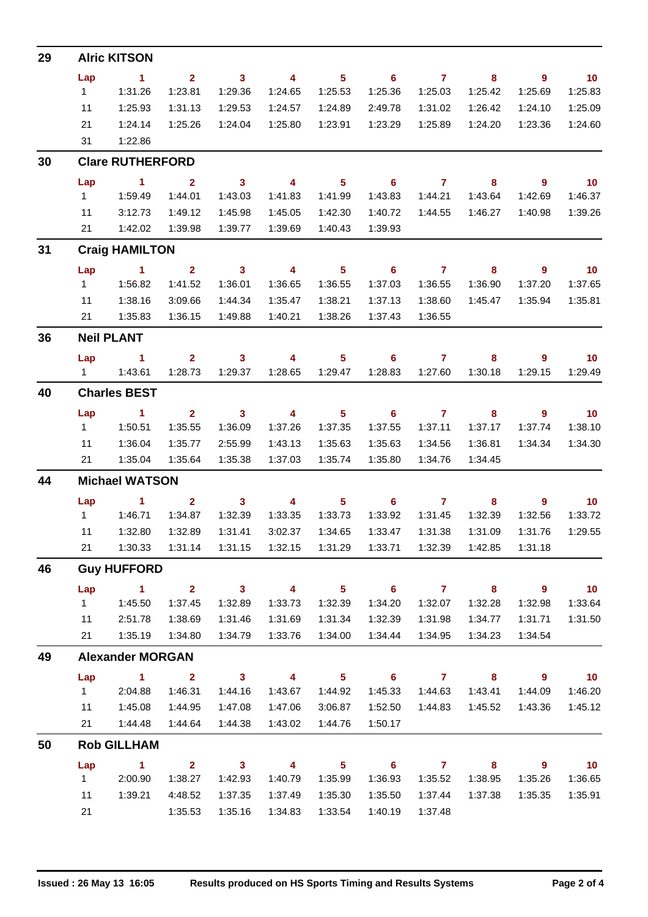## 29 Alric KITSON

| Lap | 1 | 2 | 3 | 4 | 5 | 6 | 7 | 8 | 9 | 10 |
|---|---|---|---|---|---|---|---|---|---|---|
| 1 | 1:31.26 | 1:23.81 | 1:29.36 | 1:24.65 | 1:25.53 | 1:25.36 | 1:25.03 | 1:25.42 | 1:25.69 | 1:25.83 |
| 11 | 1:25.93 | 1:31.13 | 1:29.53 | 1:24.57 | 1:24.89 | 2:49.78 | 1:31.02 | 1:26.42 | 1:24.10 | 1:25.09 |
| 21 | 1:24.14 | 1:25.26 | 1:24.04 | 1:25.80 | 1:23.91 | 1:23.29 | 1:25.89 | 1:24.20 | 1:23.36 | 1:24.60 |
| 31 | 1:22.86 | | | | | | | | | |

## 30 Clare RUTHERFORD

| Lap | 1 | 2 | 3 | 4 | 5 | 6 | 7 | 8 | 9 | 10 |
|---|---|---|---|---|---|---|---|---|---|---|
| 1 | 1:59.49 | 1:44.01 | 1:43.03 | 1:41.83 | 1:41.99 | 1:43.83 | 1:44.21 | 1:43.64 | 1:42.69 | 1:46.37 |
| 11 | 3:12.73 | 1:49.12 | 1:45.98 | 1:45.05 | 1:42.30 | 1:40.72 | 1:44.55 | 1:46.27 | 1:40.98 | 1:39.26 |
| 21 | 1:42.02 | 1:39.98 | 1:39.77 | 1:39.69 | 1:40.43 | 1:39.93 | | | | |

## 31 Craig HAMILTON

| Lap | 1 | 2 | 3 | 4 | 5 | 6 | 7 | 8 | 9 | 10 |
|---|---|---|---|---|---|---|---|---|---|---|
| 1 | 1:56.82 | 1:41.52 | 1:36.01 | 1:36.65 | 1:36.55 | 1:37.03 | 1:36.55 | 1:36.90 | 1:37.20 | 1:37.65 |
| 11 | 1:38.16 | 3:09.66 | 1:44.34 | 1:35.47 | 1:38.21 | 1:37.13 | 1:38.60 | 1:45.47 | 1:35.94 | 1:35.81 |
| 21 | 1:35.83 | 1:36.15 | 1:49.88 | 1:40.21 | 1:38.26 | 1:37.43 | 1:36.55 | | | |

## 36 Neil PLANT

| Lap | 1 | 2 | 3 | 4 | 5 | 6 | 7 | 8 | 9 | 10 |
|---|---|---|---|---|---|---|---|---|---|---|
| 1 | 1:43.61 | 1:28.73 | 1:29.37 | 1:28.65 | 1:29.47 | 1:28.83 | 1:27.60 | 1:30.18 | 1:29.15 | 1:29.49 |

## 40 Charles BEST

| Lap | 1 | 2 | 3 | 4 | 5 | 6 | 7 | 8 | 9 | 10 |
|---|---|---|---|---|---|---|---|---|---|---|
| 1 | 1:50.51 | 1:35.55 | 1:36.09 | 1:37.26 | 1:37.35 | 1:37.55 | 1:37.11 | 1:37.17 | 1:37.74 | 1:38.10 |
| 11 | 1:36.04 | 1:35.77 | 2:55.99 | 1:43.13 | 1:35.63 | 1:35.63 | 1:34.56 | 1:36.81 | 1:34.34 | 1:34.30 |
| 21 | 1:35.04 | 1:35.64 | 1:35.38 | 1:37.03 | 1:35.74 | 1:35.80 | 1:34.76 | 1:34.45 | | |

## 44 Michael WATSON

| Lap | 1 | 2 | 3 | 4 | 5 | 6 | 7 | 8 | 9 | 10 |
|---|---|---|---|---|---|---|---|---|---|---|
| 1 | 1:46.71 | 1:34.87 | 1:32.39 | 1:33.35 | 1:33.73 | 1:33.92 | 1:31.45 | 1:32.39 | 1:32.56 | 1:33.72 |
| 11 | 1:32.80 | 1:32.89 | 1:31.41 | 3:02.37 | 1:34.65 | 1:33.47 | 1:31.38 | 1:31.09 | 1:31.76 | 1:29.55 |
| 21 | 1:30.33 | 1:31.14 | 1:31.15 | 1:32.15 | 1:31.29 | 1:33.71 | 1:32.39 | 1:42.85 | 1:31.18 | |

## 46 Guy HUFFORD

| Lap | 1 | 2 | 3 | 4 | 5 | 6 | 7 | 8 | 9 | 10 |
|---|---|---|---|---|---|---|---|---|---|---|
| 1 | 1:45.50 | 1:37.45 | 1:32.89 | 1:33.73 | 1:32.39 | 1:34.20 | 1:32.07 | 1:32.28 | 1:32.98 | 1:33.64 |
| 11 | 2:51.78 | 1:38.69 | 1:31.46 | 1:31.69 | 1:31.34 | 1:32.39 | 1:31.98 | 1:34.77 | 1:31.71 | 1:31.50 |
| 21 | 1:35.19 | 1:34.80 | 1:34.79 | 1:33.76 | 1:34.00 | 1:34.44 | 1:34.95 | 1:34.23 | 1:34.54 | |

## 49 Alexander MORGAN

| Lap | 1 | 2 | 3 | 4 | 5 | 6 | 7 | 8 | 9 | 10 |
|---|---|---|---|---|---|---|---|---|---|---|
| 1 | 2:04.88 | 1:46.31 | 1:44.16 | 1:43.67 | 1:44.92 | 1:45.33 | 1:44.63 | 1:43.41 | 1:44.09 | 1:46.20 |
| 11 | 1:45.08 | 1:44.95 | 1:47.08 | 1:47.06 | 3:06.87 | 1:52.50 | 1:44.83 | 1:45.52 | 1:43.36 | 1:45.12 |
| 21 | 1:44.48 | 1:44.64 | 1:44.38 | 1:43.02 | 1:44.76 | 1:50.17 | | | | |

## 50 Rob GILLHAM

| Lap | 1 | 2 | 3 | 4 | 5 | 6 | 7 | 8 | 9 | 10 |
|---|---|---|---|---|---|---|---|---|---|---|
| 1 | 2:00.90 | 1:38.27 | 1:42.93 | 1:40.79 | 1:35.99 | 1:36.93 | 1:35.52 | 1:38.95 | 1:35.26 | 1:36.65 |
| 11 | 1:39.21 | 4:48.52 | 1:37.35 | 1:37.49 | 1:35.30 | 1:35.50 | 1:37.44 | 1:37.38 | 1:35.35 | 1:35.91 |
| 21 | | 1:35.53 | 1:35.16 | 1:34.83 | 1:33.54 | 1:40.19 | 1:37.48 | | | |

**Issued : 26 May 13 16:05** **Results produced on HS Sports Timing and Results Systems**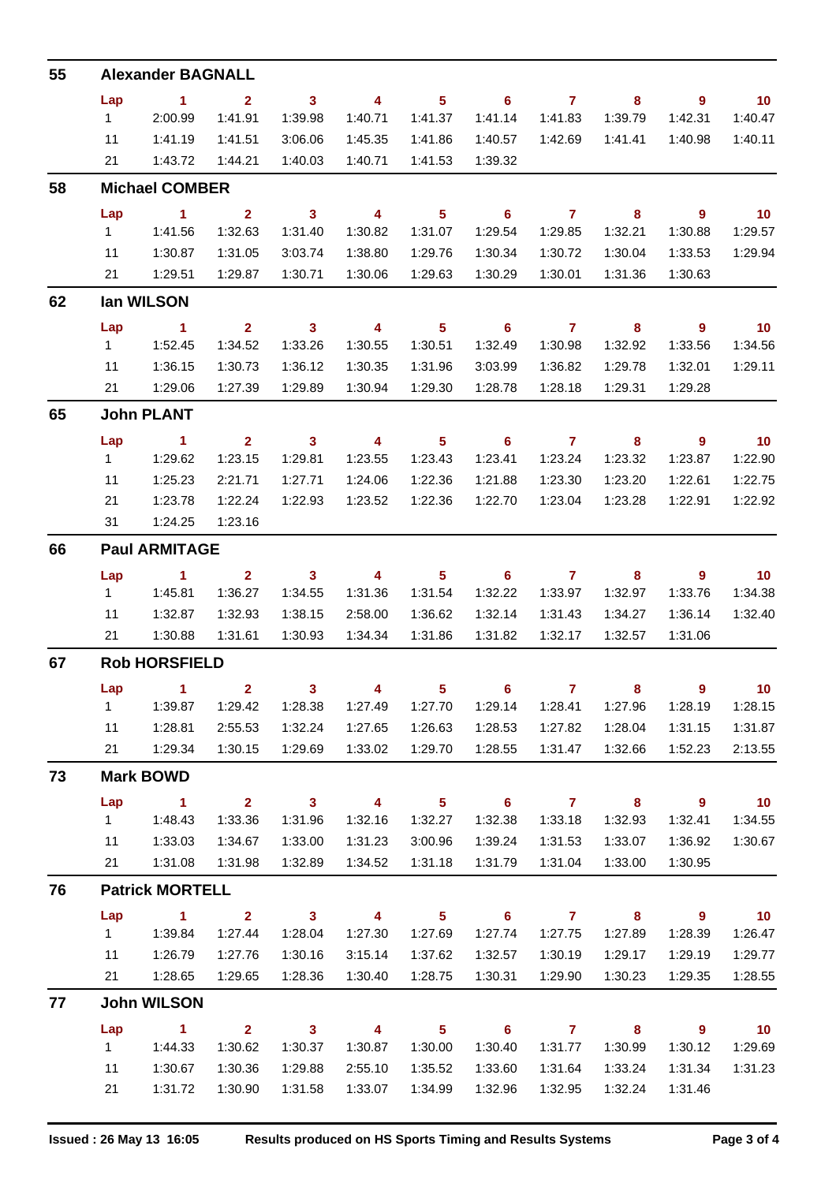## 55 Alexander BAGNALL

| Lap | 1 | 2 | 3 | 4 | 5 | 6 | 7 | 8 | 9 | 10 |
|---|---|---|---|---|---|---|---|---|---|---|
| 1 | 2:00.99 | 1:41.91 | 1:39.98 | 1:40.71 | 1:41.37 | 1:41.14 | 1:41.83 | 1:39.79 | 1:42.31 | 1:40.47 |
| 11 | 1:41.19 | 1:41.51 | 3:06.06 | 1:45.35 | 1:41.86 | 1:40.57 | 1:42.69 | 1:41.41 | 1:40.98 | 1:40.11 |
| 21 | 1:43.72 | 1:44.21 | 1:40.03 | 1:40.71 | 1:41.53 | 1:39.32 | | | | |

## 58 Michael COMBER

| Lap | 1 | 2 | 3 | 4 | 5 | 6 | 7 | 8 | 9 | 10 |
|---|---|---|---|---|---|---|---|---|---|---|
| 1 | 1:41.56 | 1:32.63 | 1:31.40 | 1:30.82 | 1:31.07 | 1:29.54 | 1:29.85 | 1:32.21 | 1:30.88 | 1:29.57 |
| 11 | 1:30.87 | 1:31.05 | 3:03.74 | 1:38.80 | 1:29.76 | 1:30.34 | 1:30.72 | 1:30.04 | 1:33.53 | 1:29.94 |
| 21 | 1:29.51 | 1:29.87 | 1:30.71 | 1:30.06 | 1:29.63 | 1:30.29 | 1:30.01 | 1:31.36 | 1:30.63 | |

## 62 Ian WILSON

| Lap | 1 | 2 | 3 | 4 | 5 | 6 | 7 | 8 | 9 | 10 |
|---|---|---|---|---|---|---|---|---|---|---|
| 1 | 1:52.45 | 1:34.52 | 1:33.26 | 1:30.55 | 1:30.51 | 1:32.49 | 1:30.98 | 1:32.92 | 1:33.56 | 1:34.56 |
| 11 | 1:36.15 | 1:30.73 | 1:36.12 | 1:30.35 | 1:31.96 | 3:03.99 | 1:36.82 | 1:29.78 | 1:32.01 | 1:29.11 |
| 21 | 1:29.06 | 1:27.39 | 1:29.89 | 1:30.94 | 1:29.30 | 1:28.78 | 1:28.18 | 1:29.31 | 1:29.28 | |

## 65 John PLANT

| Lap | 1 | 2 | 3 | 4 | 5 | 6 | 7 | 8 | 9 | 10 |
|---|---|---|---|---|---|---|---|---|---|---|
| 1 | 1:29.62 | 1:23.15 | 1:29.81 | 1:23.55 | 1:23.43 | 1:23.41 | 1:23.24 | 1:23.32 | 1:23.87 | 1:22.90 |
| 11 | 1:25.23 | 2:21.71 | 1:27.71 | 1:24.06 | 1:22.36 | 1:21.88 | 1:23.30 | 1:23.20 | 1:22.61 | 1:22.75 |
| 21 | 1:23.78 | 1:22.24 | 1:22.93 | 1:23.52 | 1:22.36 | 1:22.70 | 1:23.04 | 1:23.28 | 1:22.91 | 1:22.92 |
| 31 | 1:24.25 | 1:23.16 | | | | | | | | |

## 66 Paul ARMITAGE

| Lap | 1 | 2 | 3 | 4 | 5 | 6 | 7 | 8 | 9 | 10 |
|---|---|---|---|---|---|---|---|---|---|---|
| 1 | 1:45.81 | 1:36.27 | 1:34.55 | 1:31.36 | 1:31.54 | 1:32.22 | 1:33.97 | 1:32.97 | 1:33.76 | 1:34.38 |
| 11 | 1:32.87 | 1:32.93 | 1:38.15 | 2:58.00 | 1:36.62 | 1:32.14 | 1:31.43 | 1:34.27 | 1:36.14 | 1:32.40 |
| 21 | 1:30.88 | 1:31.61 | 1:30.93 | 1:34.34 | 1:31.86 | 1:31.82 | 1:32.17 | 1:32.57 | 1:31.06 | |

## 67 Rob HORSFIELD

| Lap | 1 | 2 | 3 | 4 | 5 | 6 | 7 | 8 | 9 | 10 |
|---|---|---|---|---|---|---|---|---|---|---|
| 1 | 1:39.87 | 1:29.42 | 1:28.38 | 1:27.49 | 1:27.70 | 1:29.14 | 1:28.41 | 1:27.96 | 1:28.19 | 1:28.15 |
| 11 | 1:28.81 | 2:55.53 | 1:32.24 | 1:27.65 | 1:26.63 | 1:28.53 | 1:27.82 | 1:28.04 | 1:31.15 | 1:31.87 |
| 21 | 1:29.34 | 1:30.15 | 1:29.69 | 1:33.02 | 1:29.70 | 1:28.55 | 1:31.47 | 1:32.66 | 1:52.23 | 2:13.55 |

## 73 Mark BOWD

| Lap | 1 | 2 | 3 | 4 | 5 | 6 | 7 | 8 | 9 | 10 |
|---|---|---|---|---|---|---|---|---|---|---|
| 1 | 1:48.43 | 1:33.36 | 1:31.96 | 1:32.16 | 1:32.27 | 1:32.38 | 1:33.18 | 1:32.93 | 1:32.41 | 1:34.55 |
| 11 | 1:33.03 | 1:34.67 | 1:33.00 | 1:31.23 | 3:00.96 | 1:39.24 | 1:31.53 | 1:33.07 | 1:36.92 | 1:30.67 |
| 21 | 1:31.08 | 1:31.98 | 1:32.89 | 1:34.52 | 1:31.18 | 1:31.79 | 1:31.04 | 1:33.00 | 1:30.95 | |

## 76 Patrick MORTELL

| Lap | 1 | 2 | 3 | 4 | 5 | 6 | 7 | 8 | 9 | 10 |
|---|---|---|---|---|---|---|---|---|---|---|
| 1 | 1:39.84 | 1:27.44 | 1:28.04 | 1:27.30 | 1:27.69 | 1:27.74 | 1:27.75 | 1:27.89 | 1:28.39 | 1:26.47 |
| 11 | 1:26.79 | 1:27.76 | 1:30.16 | 3:15.14 | 1:37.62 | 1:32.57 | 1:30.19 | 1:29.17 | 1:29.19 | 1:29.77 |
| 21 | 1:28.65 | 1:29.65 | 1:28.36 | 1:30.40 | 1:28.75 | 1:30.31 | 1:29.90 | 1:30.23 | 1:29.35 | 1:28.55 |

## 77 John WILSON

| Lap | 1 | 2 | 3 | 4 | 5 | 6 | 7 | 8 | 9 | 10 |
|---|---|---|---|---|---|---|---|---|---|---|
| 1 | 1:44.33 | 1:30.62 | 1:30.37 | 1:30.87 | 1:30.00 | 1:30.40 | 1:31.77 | 1:30.99 | 1:30.12 | 1:29.69 |
| 11 | 1:30.67 | 1:30.36 | 1:29.88 | 2:55.10 | 1:35.52 | 1:33.60 | 1:31.64 | 1:33.24 | 1:31.34 | 1:31.23 |
| 21 | 1:31.72 | 1:30.90 | 1:31.58 | 1:33.07 | 1:34.99 | 1:32.96 | 1:32.95 | 1:32.24 | 1:31.46 | |

Issued : 26 May 13 16:05 Results produced on HS Sports Timing and Results Systems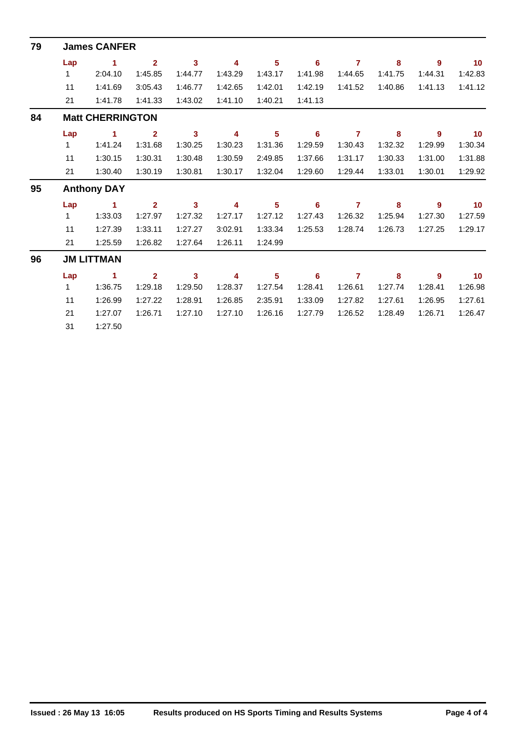## 79 James CANFER

| Lap | 1 | 2 | 3 | 4 | 5 | 6 | 7 | 8 | 9 | 10 |
|---|---|---|---|---|---|---|---|---|---|---|
| 1 | 2:04.10 | 1:45.85 | 1:44.77 | 1:43.29 | 1:43.17 | 1:41.98 | 1:44.65 | 1:41.75 | 1:44.31 | 1:42.83 |
| 11 | 1:41.69 | 3:05.43 | 1:46.77 | 1:42.65 | 1:42.01 | 1:42.19 | 1:41.52 | 1:40.86 | 1:41.13 | 1:41.12 |
| 21 | 1:41.78 | 1:41.33 | 1:43.02 | 1:41.10 | 1:40.21 | 1:41.13 | | | | |

## 84 Matt CHERRINGTON

| Lap | 1 | 2 | 3 | 4 | 5 | 6 | 7 | 8 | 9 | 10 |
|---|---|---|---|---|---|---|---|---|---|---|
| 1 | 1:41.24 | 1:31.68 | 1:30.25 | 1:30.23 | 1:31.36 | 1:29.59 | 1:30.43 | 1:32.32 | 1:29.99 | 1:30.34 |
| 11 | 1:30.15 | 1:30.31 | 1:30.48 | 1:30.59 | 2:49.85 | 1:37.66 | 1:31.17 | 1:30.33 | 1:31.00 | 1:31.88 |
| 21 | 1:30.40 | 1:30.19 | 1:30.81 | 1:30.17 | 1:32.04 | 1:29.60 | 1:29.44 | 1:33.01 | 1:30.01 | 1:29.92 |

## 95 Anthony DAY

| Lap | 1 | 2 | 3 | 4 | 5 | 6 | 7 | 8 | 9 | 10 |
|---|---|---|---|---|---|---|---|---|---|---|
| 1 | 1:33.03 | 1:27.97 | 1:27.32 | 1:27.17 | 1:27.12 | 1:27.43 | 1:26.32 | 1:25.94 | 1:27.30 | 1:27.59 |
| 11 | 1:27.39 | 1:33.11 | 1:27.27 | 3:02.91 | 1:33.34 | 1:25.53 | 1:28.74 | 1:26.73 | 1:27.25 | 1:29.17 |
| 21 | 1:25.59 | 1:26.82 | 1:27.64 | 1:26.11 | 1:24.99 | | | | | |

## 96 JM LITTMAN

| Lap | 1 | 2 | 3 | 4 | 5 | 6 | 7 | 8 | 9 | 10 |
|---|---|---|---|---|---|---|---|---|---|---|
| 1 | 1:36.75 | 1:29.18 | 1:29.50 | 1:28.37 | 1:27.54 | 1:28.41 | 1:26.61 | 1:27.74 | 1:28.41 | 1:26.98 |
| 11 | 1:26.99 | 1:27.22 | 1:28.91 | 1:26.85 | 2:35.91 | 1:33.09 | 1:27.82 | 1:27.61 | 1:26.95 | 1:27.61 |
| 21 | 1:27.07 | 1:26.71 | 1:27.10 | 1:27.10 | 1:26.16 | 1:27.79 | 1:26.52 | 1:28.49 | 1:26.71 | 1:26.47 |
| 31 | 1:27.50 | | | | | | | | | |

**Issued : 26 May 13 16:05** **Results produced on HS Sports Timing and Results Systems**